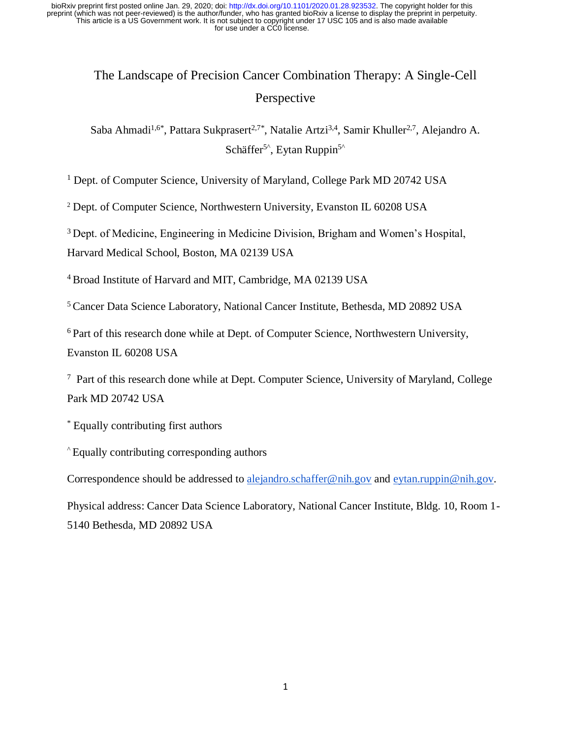bioRxiv preprint first posted online Jan. 29, 2020; doi: http://dx.doi.org/10.1101/2020.01.28.923532. The copyright holder for this preprint (which was not peer-reviewed) is the author/funder, who has granted bioRxiv a license to display the preprint in perpetuity. This article is a US Government work. It is not subject to copyright under 17 USC 105 and is also made available for use under a CC0 license.

# The Landscape of Precision Cancer Combination Therapy: A Single-Cell Perspective

Saba Ahmadi[1,6*], Pattara Sukprasert[2,7*], Natalie Artzi[3,4], Samir Khuller[2,7], Alejandro A. Schäffer[5^], Eytan Ruppin[5^]

[1] Dept. of Computer Science, University of Maryland, College Park MD 20742 USA

[2] Dept. of Computer Science, Northwestern University, Evanston IL 60208 USA

[3] Dept. of Medicine, Engineering in Medicine Division, Brigham and Women's Hospital, Harvard Medical School, Boston, MA 02139 USA

[4] Broad Institute of Harvard and MIT, Cambridge, MA 02139 USA

[5] Cancer Data Science Laboratory, National Cancer Institute, Bethesda, MD 20892 USA

[6] Part of this research done while at Dept. of Computer Science, Northwestern University, Evanston IL 60208 USA

[7] Part of this research done while at Dept. Computer Science, University of Maryland, College Park MD 20742 USA

[*] Equally contributing first authors

[^] Equally contributing corresponding authors

Correspondence should be addressed to alejandro.schaffer@nih.gov and eytan.ruppin@nih.gov.

Physical address: Cancer Data Science Laboratory, National Cancer Institute, Bldg. 10, Room 1-5140 Bethesda, MD 20892 USA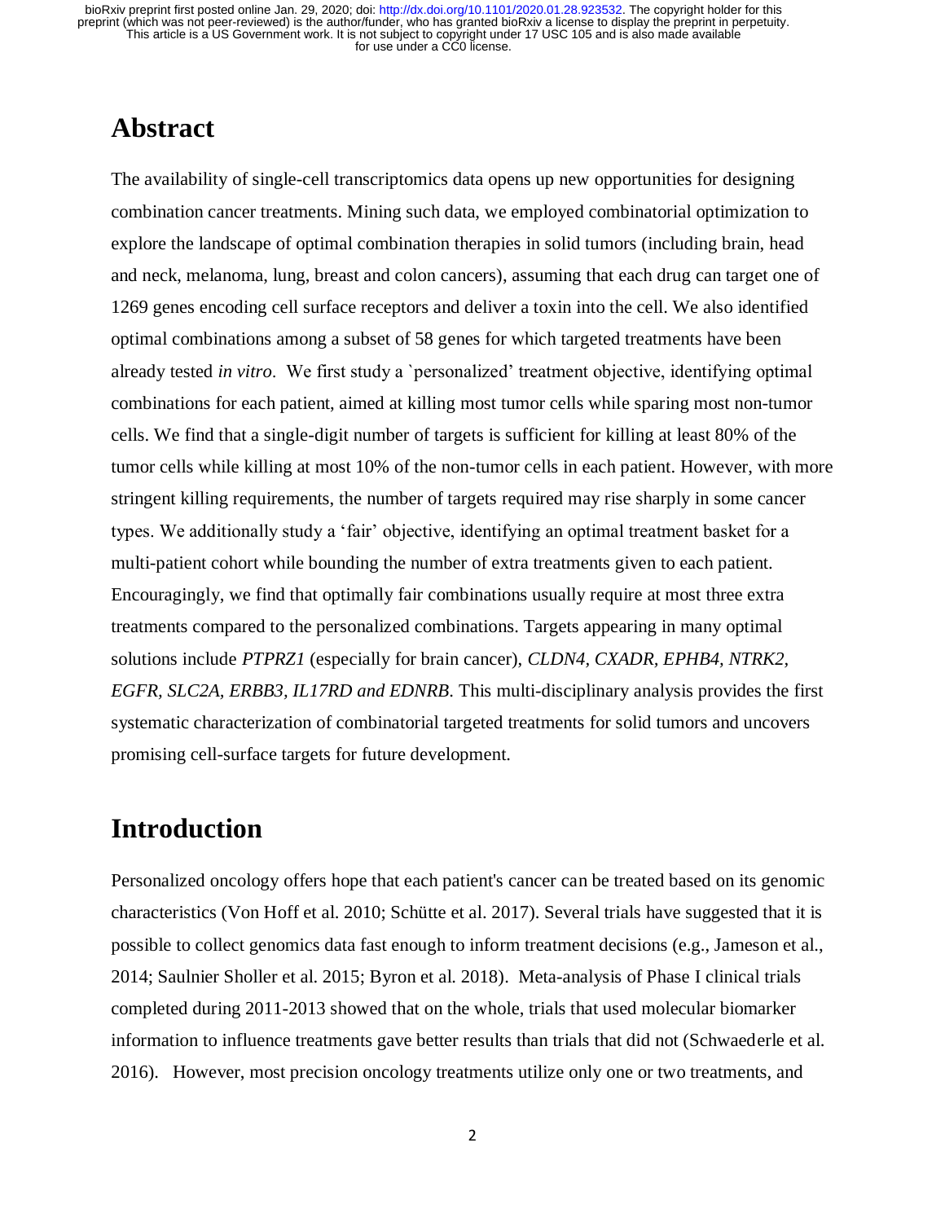## Abstract

The availability of single-cell transcriptomics data opens up new opportunities for designing combination cancer treatments. Mining such data, we employed combinatorial optimization to explore the landscape of optimal combination therapies in solid tumors (including brain, head and neck, melanoma, lung, breast and colon cancers), assuming that each drug can target one of 1269 genes encoding cell surface receptors and deliver a toxin into the cell. We also identified optimal combinations among a subset of 58 genes for which targeted treatments have been already tested *in vitro*. We first study a `personalized' treatment objective, identifying optimal combinations for each patient, aimed at killing most tumor cells while sparing most non-tumor cells. We find that a single-digit number of targets is sufficient for killing at least 80% of the tumor cells while killing at most 10% of the non-tumor cells in each patient. However, with more stringent killing requirements, the number of targets required may rise sharply in some cancer types. We additionally study a 'fair' objective, identifying an optimal treatment basket for a multi-patient cohort while bounding the number of extra treatments given to each patient. Encouragingly, we find that optimally fair combinations usually require at most three extra treatments compared to the personalized combinations. Targets appearing in many optimal solutions include *PTPRZ1* (especially for brain cancer), *CLDN4, CXADR, EPHB4, NTRK2, EGFR, SLC2A, ERBB3, IL17RD and EDNRB*. This multi-disciplinary analysis provides the first systematic characterization of combinatorial targeted treatments for solid tumors and uncovers promising cell-surface targets for future development.

## Introduction

Personalized oncology offers hope that each patient's cancer can be treated based on its genomic characteristics (Von Hoff et al. 2010; Schütte et al. 2017). Several trials have suggested that it is possible to collect genomics data fast enough to inform treatment decisions (e.g., Jameson et al., 2014; Saulnier Sholler et al. 2015; Byron et al. 2018). Meta-analysis of Phase I clinical trials completed during 2011-2013 showed that on the whole, trials that used molecular biomarker information to influence treatments gave better results than trials that did not (Schwaederle et al. 2016). However, most precision oncology treatments utilize only one or two treatments, and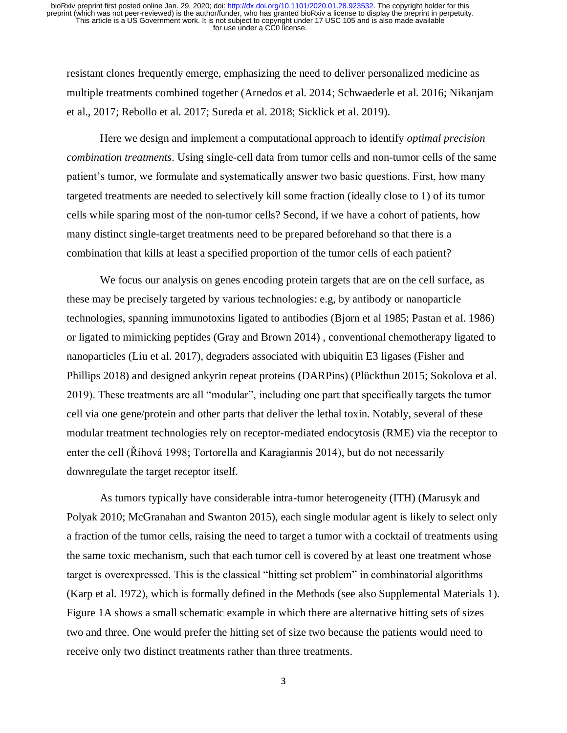resistant clones frequently emerge, emphasizing the need to deliver personalized medicine as multiple treatments combined together (Arnedos et al. 2014; Schwaederle et al. 2016; Nikanjam et al., 2017; Rebollo et al. 2017; Sureda et al. 2018; Sicklick et al. 2019).

Here we design and implement a computational approach to identify *optimal precision combination treatments*. Using single-cell data from tumor cells and non-tumor cells of the same patient's tumor, we formulate and systematically answer two basic questions. First, how many targeted treatments are needed to selectively kill some fraction (ideally close to 1) of its tumor cells while sparing most of the non-tumor cells? Second, if we have a cohort of patients, how many distinct single-target treatments need to be prepared beforehand so that there is a combination that kills at least a specified proportion of the tumor cells of each patient?

We focus our analysis on genes encoding protein targets that are on the cell surface, as these may be precisely targeted by various technologies: e.g, by antibody or nanoparticle technologies, spanning immunotoxins ligated to antibodies (Bjorn et al 1985; Pastan et al. 1986) or ligated to mimicking peptides (Gray and Brown 2014) , conventional chemotherapy ligated to nanoparticles (Liu et al. 2017), degraders associated with ubiquitin E3 ligases (Fisher and Phillips 2018) and designed ankyrin repeat proteins (DARPins) (Plückthun 2015; Sokolova et al. 2019). These treatments are all "modular", including one part that specifically targets the tumor cell via one gene/protein and other parts that deliver the lethal toxin. Notably, several of these modular treatment technologies rely on receptor-mediated endocytosis (RME) via the receptor to enter the cell (Říhová 1998; Tortorella and Karagiannis 2014), but do not necessarily downregulate the target receptor itself.

As tumors typically have considerable intra-tumor heterogeneity (ITH) (Marusyk and Polyak 2010; McGranahan and Swanton 2015), each single modular agent is likely to select only a fraction of the tumor cells, raising the need to target a tumor with a cocktail of treatments using the same toxic mechanism, such that each tumor cell is covered by at least one treatment whose target is overexpressed. This is the classical "hitting set problem" in combinatorial algorithms (Karp et al. 1972), which is formally defined in the Methods (see also Supplemental Materials 1). Figure 1A shows a small schematic example in which there are alternative hitting sets of sizes two and three. One would prefer the hitting set of size two because the patients would need to receive only two distinct treatments rather than three treatments.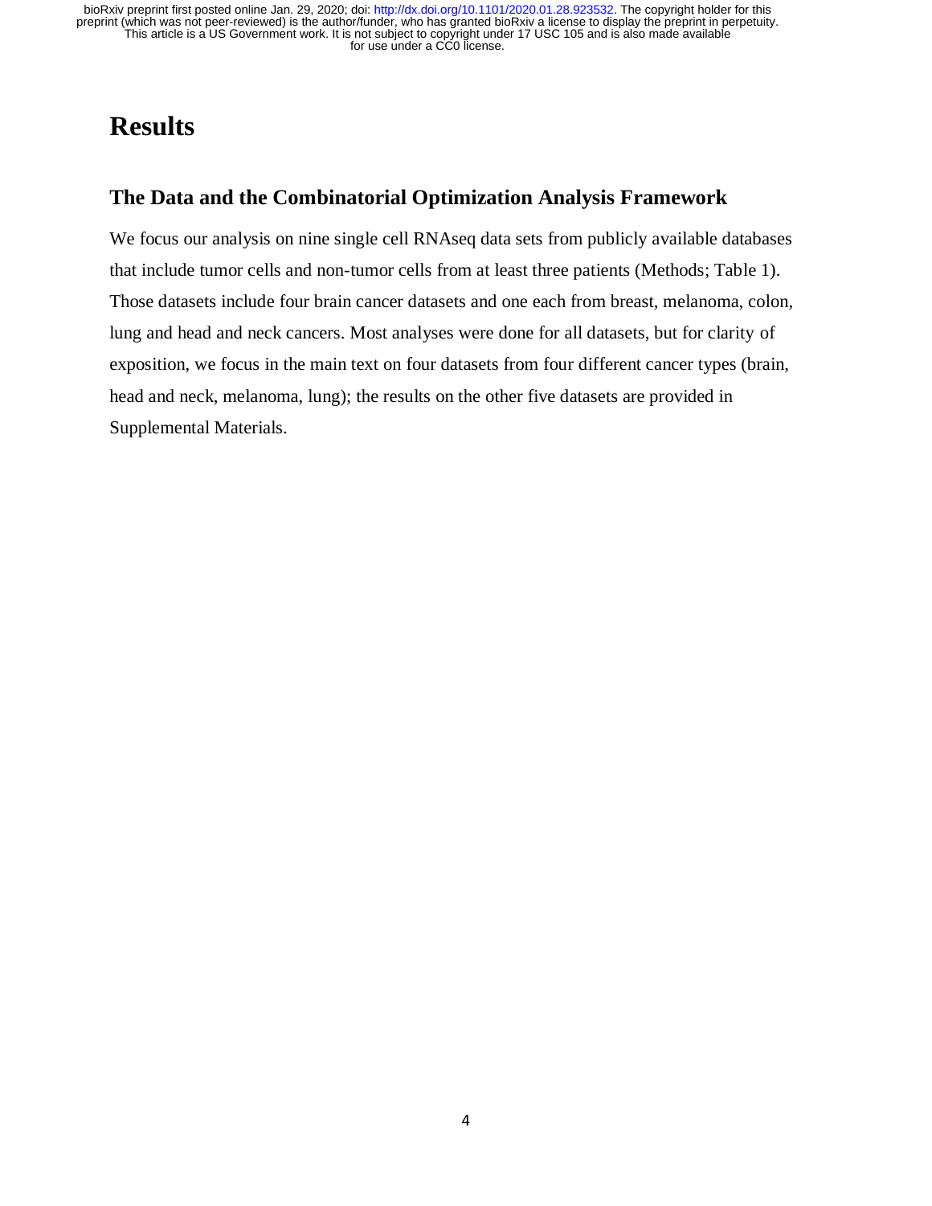# Results

## The Data and the Combinatorial Optimization Analysis Framework

We focus our analysis on nine single cell RNAseq data sets from publicly available databases that include tumor cells and non-tumor cells from at least three patients (Methods; Table 1). Those datasets include four brain cancer datasets and one each from breast, melanoma, colon, lung and head and neck cancers. Most analyses were done for all datasets, but for clarity of exposition, we focus in the main text on four datasets from four different cancer types (brain, head and neck, melanoma, lung); the results on the other five datasets are provided in Supplemental Materials.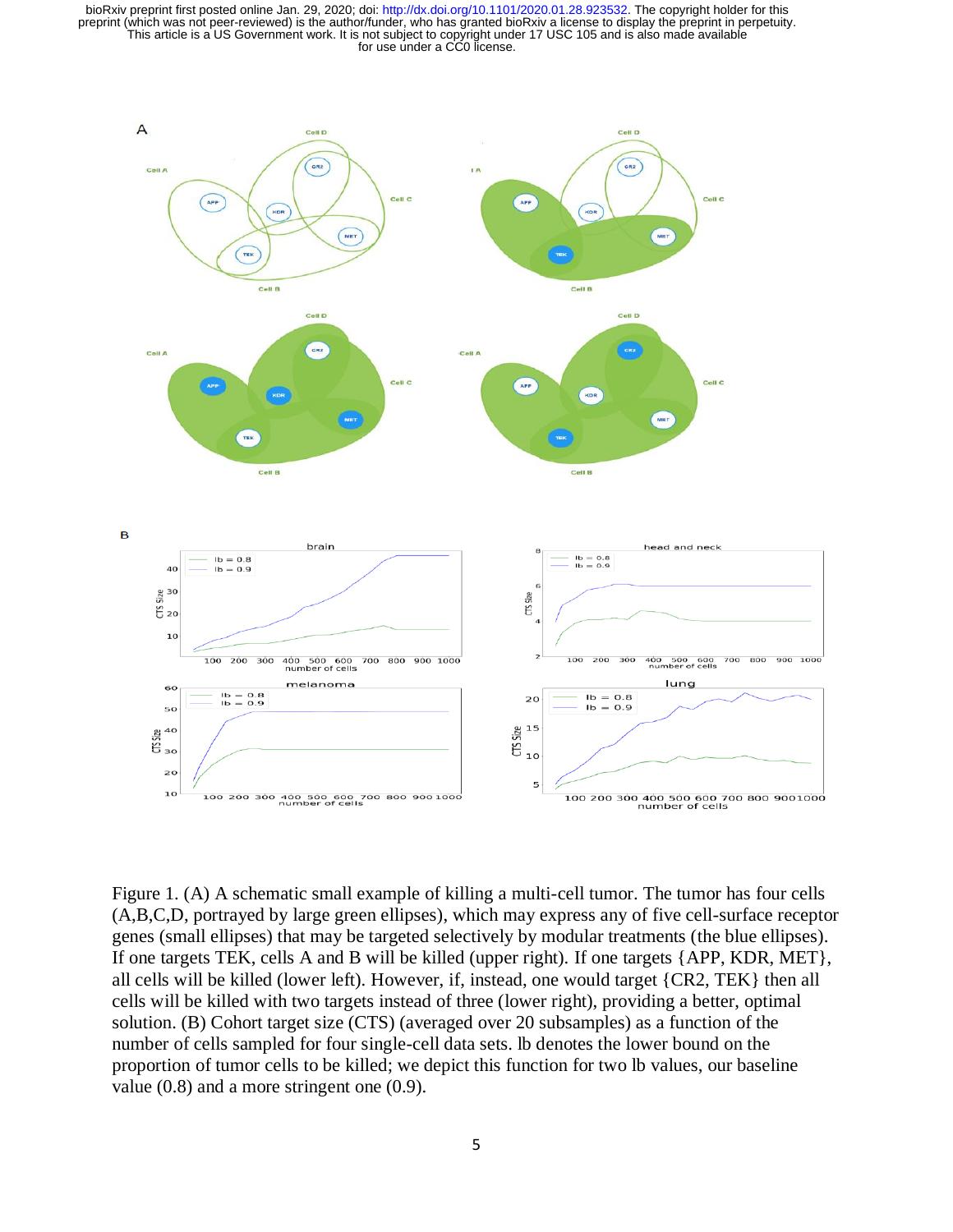Figure 1. (A) A schematic small example of killing a multi-cell tumor. The tumor has four cells (A,B,C,D, portrayed by large green ellipses), which may express any of five cell-surface receptor genes (small ellipses) that may be targeted selectively by modular treatments (the blue ellipses). If one targets TEK, cells A and B will be killed (upper right). If one targets {APP, KDR, MET}, all cells will be killed (lower left). However, if, instead, one would target {CR2, TEK} then all cells will be killed with two targets instead of three (lower right), providing a better, optimal solution. (B) Cohort target size (CTS) (averaged over 20 subsamples) as a function of the number of cells sampled for four single-cell data sets. lb denotes the lower bound on the proportion of tumor cells to be killed; we depict this function for two lb values, our baseline value (0.8) and a more stringent one (0.9).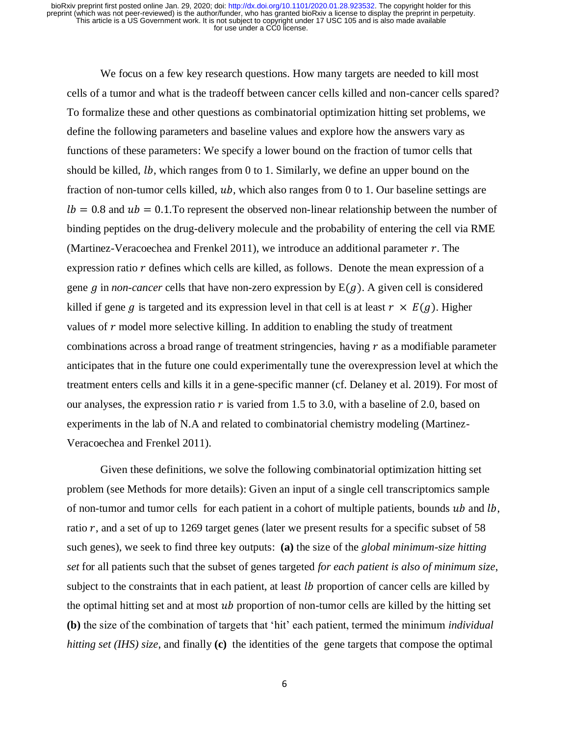We focus on a few key research questions. How many targets are needed to kill most cells of a tumor and what is the tradeoff between cancer cells killed and non-cancer cells spared? To formalize these and other questions as combinatorial optimization hitting set problems, we define the following parameters and baseline values and explore how the answers vary as functions of these parameters: We specify a lower bound on the fraction of tumor cells that should be killed, $lb$, which ranges from 0 to 1. Similarly, we define an upper bound on the fraction of non-tumor cells killed, $ub$, which also ranges from 0 to 1. Our baseline settings are $lb = 0.8$ and $ub = 0.1$.To represent the observed non-linear relationship between the number of binding peptides on the drug-delivery molecule and the probability of entering the cell via RME (Martinez-Veracoechea and Frenkel 2011), we introduce an additional parameter $r$. The expression ratio $r$ defines which cells are killed, as follows. Denote the mean expression of a gene $g$ in *non-cancer* cells that have non-zero expression by $\mathrm{E}(g)$. A given cell is considered killed if gene $g$ is targeted and its expression level in that cell is at least $r \times E(g)$. Higher values of $r$ model more selective killing. In addition to enabling the study of treatment combinations across a broad range of treatment stringencies, having $r$ as a modifiable parameter anticipates that in the future one could experimentally tune the overexpression level at which the treatment enters cells and kills it in a gene-specific manner (cf. Delaney et al. 2019). For most of our analyses, the expression ratio $r$ is varied from 1.5 to 3.0, with a baseline of 2.0, based on experiments in the lab of N.A and related to combinatorial chemistry modeling (Martinez-Veracoechea and Frenkel 2011).

Given these definitions, we solve the following combinatorial optimization hitting set problem (see Methods for more details): Given an input of a single cell transcriptomics sample of non-tumor and tumor cells for each patient in a cohort of multiple patients, bounds $ub$ and $lb$, ratio $r$, and a set of up to 1269 target genes (later we present results for a specific subset of 58 such genes), we seek to find three key outputs: **(a)** the size of the *global minimum-size hitting set* for all patients such that the subset of genes targeted *for each patient is also of minimum size*, subject to the constraints that in each patient, at least $lb$ proportion of cancer cells are killed by the optimal hitting set and at most $ub$ proportion of non-tumor cells are killed by the hitting set **(b)** the size of the combination of targets that 'hit' each patient, termed the minimum *individual hitting set (IHS) size*, and finally **(c)** the identities of the gene targets that compose the optimal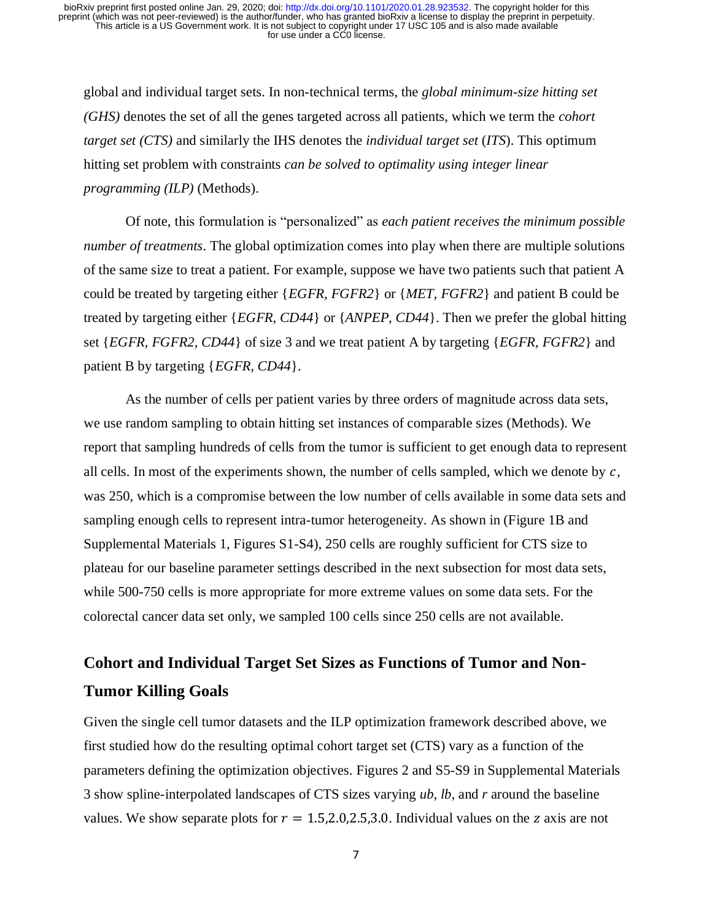global and individual target sets. In non-technical terms, the *global minimum-size hitting set (GHS)* denotes the set of all the genes targeted across all patients, which we term the *cohort target set (CTS)* and similarly the IHS denotes the *individual target set* (*ITS*). This optimum hitting set problem with constraints *can be solved to optimality using integer linear programming (ILP)* (Methods).

Of note, this formulation is "personalized" as *each patient receives the minimum possible number of treatments*. The global optimization comes into play when there are multiple solutions of the same size to treat a patient. For example, suppose we have two patients such that patient A could be treated by targeting either {*EGFR, FGFR2*} or {*MET, FGFR2*} and patient B could be treated by targeting either {*EGFR, CD44*} or {*ANPEP, CD44*}. Then we prefer the global hitting set {*EGFR, FGFR2, CD44*} of size 3 and we treat patient A by targeting {*EGFR, FGFR2*} and patient B by targeting {*EGFR, CD44*}.

As the number of cells per patient varies by three orders of magnitude across data sets, we use random sampling to obtain hitting set instances of comparable sizes (Methods). We report that sampling hundreds of cells from the tumor is sufficient to get enough data to represent all cells. In most of the experiments shown, the number of cells sampled, which we denote by $c$, was 250, which is a compromise between the low number of cells available in some data sets and sampling enough cells to represent intra-tumor heterogeneity. As shown in (Figure 1B and Supplemental Materials 1, Figures S1-S4), 250 cells are roughly sufficient for CTS size to plateau for our baseline parameter settings described in the next subsection for most data sets, while 500-750 cells is more appropriate for more extreme values on some data sets. For the colorectal cancer data set only, we sampled 100 cells since 250 cells are not available.

## Cohort and Individual Target Set Sizes as Functions of Tumor and Non-Tumor Killing Goals

Given the single cell tumor datasets and the ILP optimization framework described above, we first studied how do the resulting optimal cohort target set (CTS) vary as a function of the parameters defining the optimization objectives. Figures 2 and S5-S9 in Supplemental Materials 3 show spline-interpolated landscapes of CTS sizes varying *ub*, *lb*, and *r* around the baseline values. We show separate plots for $r = 1.5, 2.0, 2.5, 3.0$. Individual values on the $z$ axis are not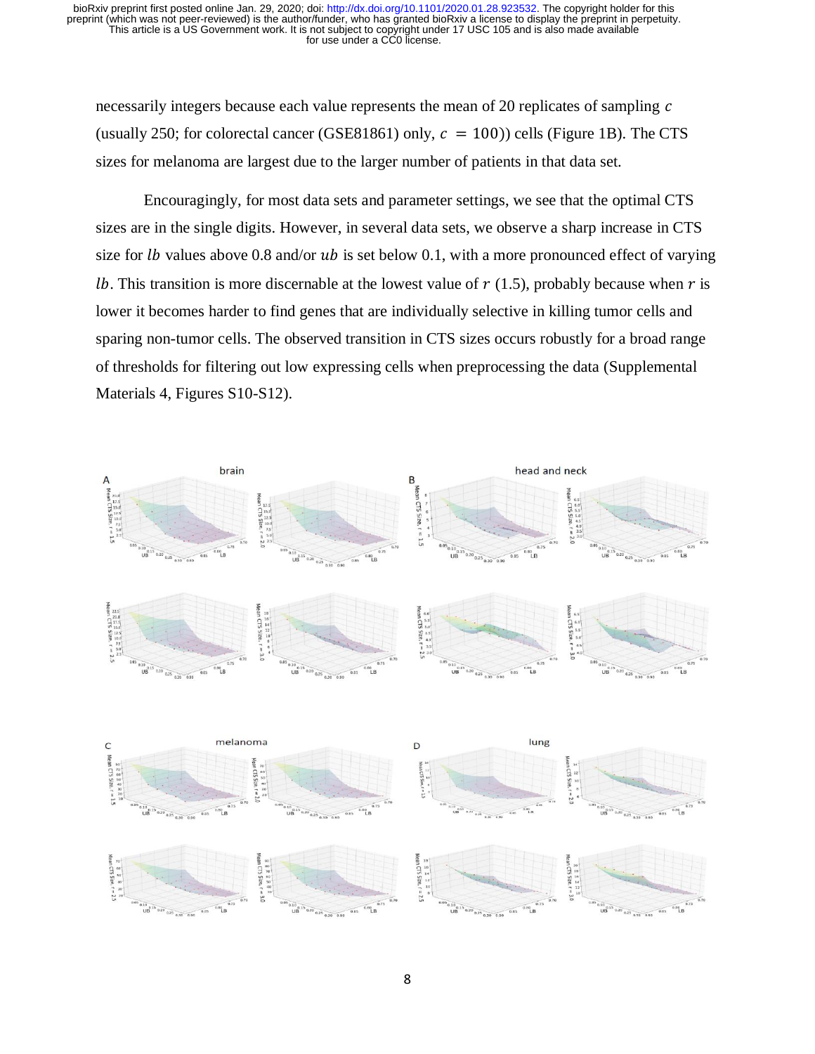necessarily integers because each value represents the mean of 20 replicates of sampling $c$ (usually 250; for colorectal cancer (GSE81861) only, $c = 100$)) cells (Figure 1B). The CTS sizes for melanoma are largest due to the larger number of patients in that data set.

Encouragingly, for most data sets and parameter settings, we see that the optimal CTS sizes are in the single digits. However, in several data sets, we observe a sharp increase in CTS size for $lb$ values above 0.8 and/or $ub$ is set below 0.1, with a more pronounced effect of varying $lb$. This transition is more discernable at the lowest value of $r$ (1.5), probably because when $r$ is lower it becomes harder to find genes that are individually selective in killing tumor cells and sparing non-tumor cells. The observed transition in CTS sizes occurs robustly for a broad range of thresholds for filtering out low expressing cells when preprocessing the data (Supplemental Materials 4, Figures S10-S12).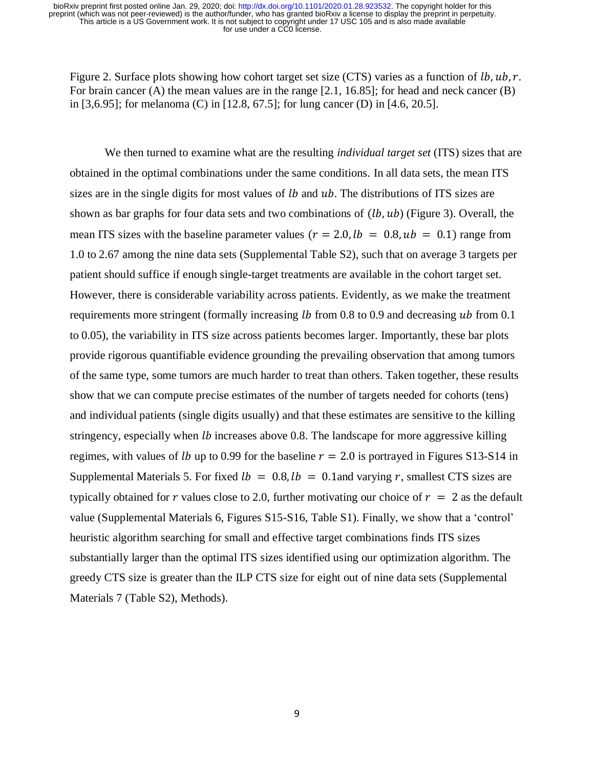Figure 2. Surface plots showing how cohort target set size (CTS) varies as a function of $lb, ub, r$. For brain cancer (A) the mean values are in the range [2.1, 16.85]; for head and neck cancer (B) in [3,6.95]; for melanoma (C) in [12.8, 67.5]; for lung cancer (D) in [4.6, 20.5].

We then turned to examine what are the resulting *individual target set* (ITS) sizes that are obtained in the optimal combinations under the same conditions. In all data sets, the mean ITS sizes are in the single digits for most values of $lb$ and $ub$. The distributions of ITS sizes are shown as bar graphs for four data sets and two combinations of $(lb, ub)$ (Figure 3). Overall, the mean ITS sizes with the baseline parameter values ($r = 2.0, lb = 0.8, ub = 0.1$) range from 1.0 to 2.67 among the nine data sets (Supplemental Table S2), such that on average 3 targets per patient should suffice if enough single-target treatments are available in the cohort target set. However, there is considerable variability across patients. Evidently, as we make the treatment requirements more stringent (formally increasing $lb$ from 0.8 to 0.9 and decreasing $ub$ from 0.1 to 0.05), the variability in ITS size across patients becomes larger. Importantly, these bar plots provide rigorous quantifiable evidence grounding the prevailing observation that among tumors of the same type, some tumors are much harder to treat than others. Taken together, these results show that we can compute precise estimates of the number of targets needed for cohorts (tens) and individual patients (single digits usually) and that these estimates are sensitive to the killing stringency, especially when $lb$ increases above 0.8. The landscape for more aggressive killing regimes, with values of $lb$ up to 0.99 for the baseline $r = 2.0$ is portrayed in Figures S13-S14 in Supplemental Materials 5. For fixed $lb = 0.8, lb = 0.1$and varying $r$, smallest CTS sizes are typically obtained for $r$ values close to 2.0, further motivating our choice of $r = 2$ as the default value (Supplemental Materials 6, Figures S15-S16, Table S1). Finally, we show that a 'control' heuristic algorithm searching for small and effective target combinations finds ITS sizes substantially larger than the optimal ITS sizes identified using our optimization algorithm. The greedy CTS size is greater than the ILP CTS size for eight out of nine data sets (Supplemental Materials 7 (Table S2), Methods).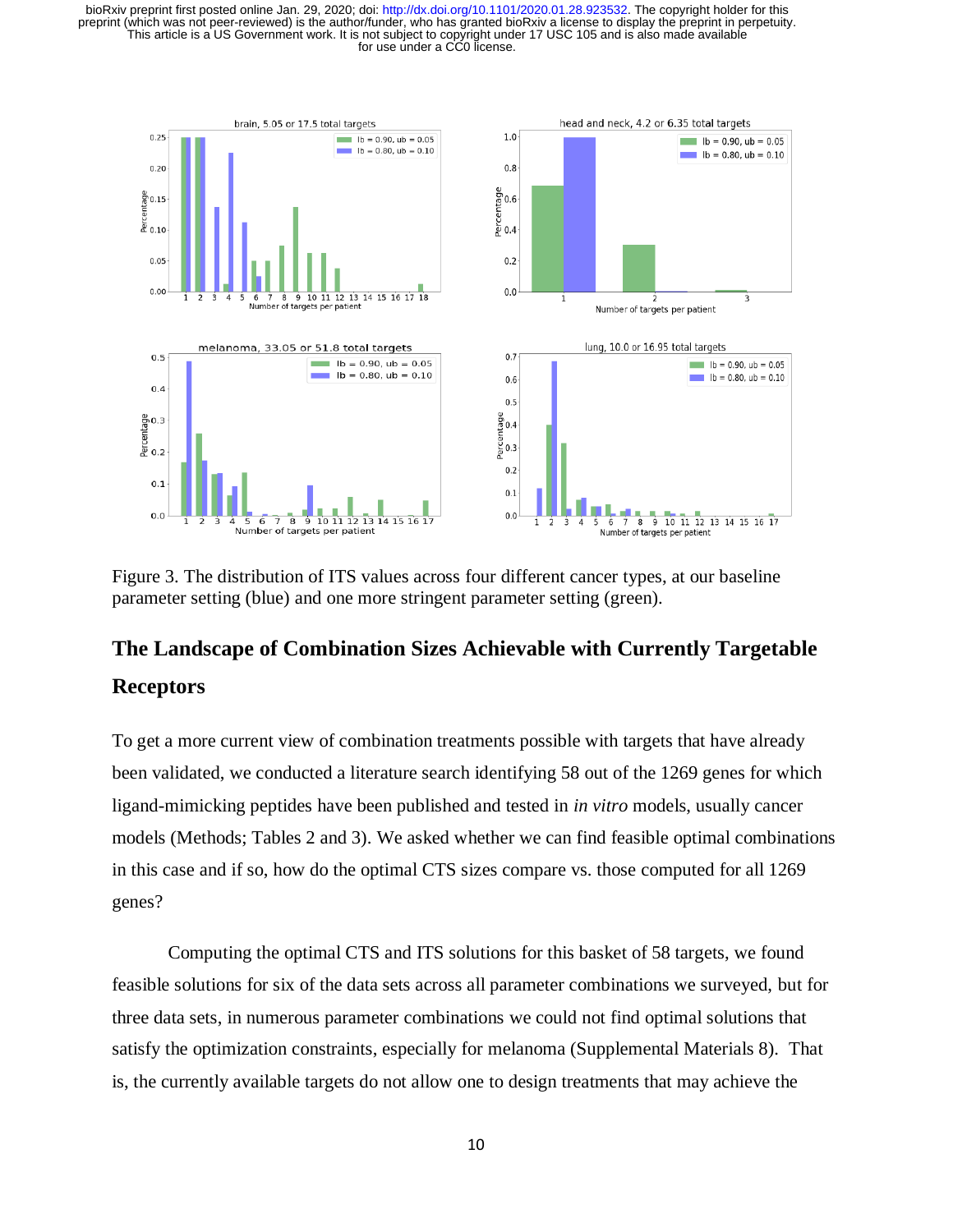Figure 3. The distribution of ITS values across four different cancer types, at our baseline parameter setting (blue) and one more stringent parameter setting (green).

## The Landscape of Combination Sizes Achievable with Currently Targetable Receptors

To get a more current view of combination treatments possible with targets that have already been validated, we conducted a literature search identifying 58 out of the 1269 genes for which ligand-mimicking peptides have been published and tested in *in vitro* models, usually cancer models (Methods; Tables 2 and 3). We asked whether we can find feasible optimal combinations in this case and if so, how do the optimal CTS sizes compare vs. those computed for all 1269 genes?

Computing the optimal CTS and ITS solutions for this basket of 58 targets, we found feasible solutions for six of the data sets across all parameter combinations we surveyed, but for three data sets, in numerous parameter combinations we could not find optimal solutions that satisfy the optimization constraints, especially for melanoma (Supplemental Materials 8). That is, the currently available targets do not allow one to design treatments that may achieve the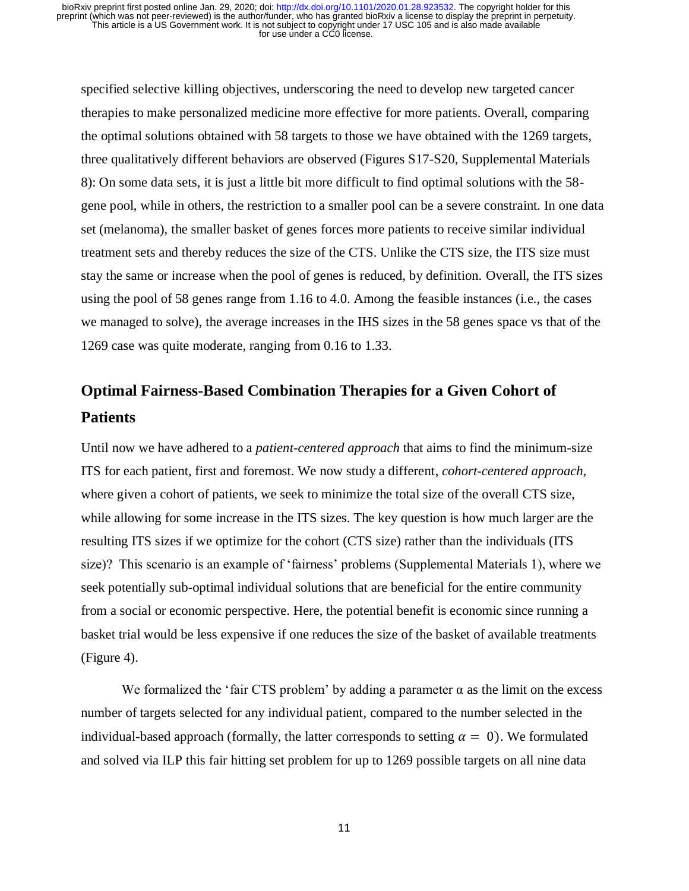specified selective killing objectives, underscoring the need to develop new targeted cancer therapies to make personalized medicine more effective for more patients. Overall, comparing the optimal solutions obtained with 58 targets to those we have obtained with the 1269 targets, three qualitatively different behaviors are observed (Figures S17-S20, Supplemental Materials 8): On some data sets, it is just a little bit more difficult to find optimal solutions with the 58-gene pool, while in others, the restriction to a smaller pool can be a severe constraint. In one data set (melanoma), the smaller basket of genes forces more patients to receive similar individual treatment sets and thereby reduces the size of the CTS. Unlike the CTS size, the ITS size must stay the same or increase when the pool of genes is reduced, by definition. Overall, the ITS sizes using the pool of 58 genes range from 1.16 to 4.0. Among the feasible instances (i.e., the cases we managed to solve), the average increases in the IHS sizes in the 58 genes space vs that of the 1269 case was quite moderate, ranging from 0.16 to 1.33.

## Optimal Fairness-Based Combination Therapies for a Given Cohort of Patients

Until now we have adhered to a *patient-centered approach* that aims to find the minimum-size ITS for each patient, first and foremost. We now study a different, *cohort-centered approach*, where given a cohort of patients, we seek to minimize the total size of the overall CTS size, while allowing for some increase in the ITS sizes. The key question is how much larger are the resulting ITS sizes if we optimize for the cohort (CTS size) rather than the individuals (ITS size)? This scenario is an example of 'fairness' problems (Supplemental Materials 1), where we seek potentially sub-optimal individual solutions that are beneficial for the entire community from a social or economic perspective. Here, the potential benefit is economic since running a basket trial would be less expensive if one reduces the size of the basket of available treatments (Figure 4).

We formalized the 'fair CTS problem' by adding a parameter $\alpha$ as the limit on the excess number of targets selected for any individual patient, compared to the number selected in the individual-based approach (formally, the latter corresponds to setting $\alpha = 0$). We formulated and solved via ILP this fair hitting set problem for up to 1269 possible targets on all nine data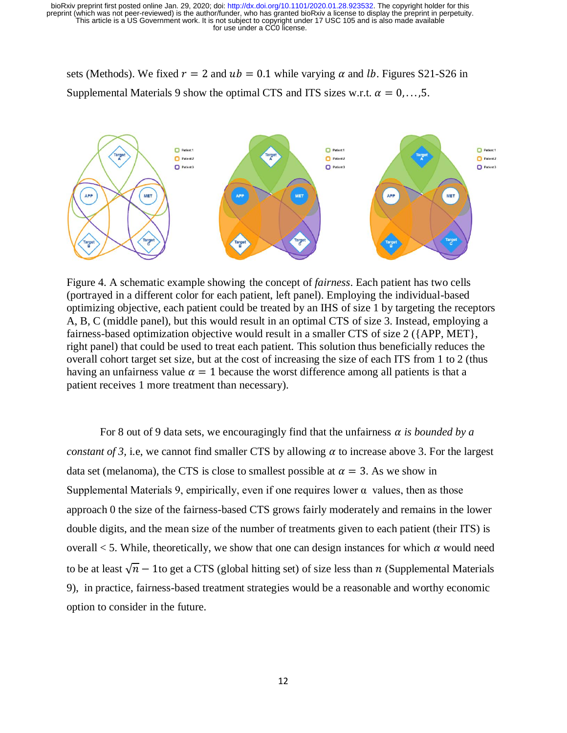sets (Methods). We fixed $r = 2$ and $ub = 0.1$ while varying $\alpha$ and $lb$. Figures S21-S26 in Supplemental Materials 9 show the optimal CTS and ITS sizes w.r.t. $\alpha = 0, \ldots, 5$.

Figure 4. A schematic example showing the concept of *fairness*. Each patient has two cells (portrayed in a different color for each patient, left panel). Employing the individual-based optimizing objective, each patient could be treated by an IHS of size 1 by targeting the receptors A, B, C (middle panel), but this would result in an optimal CTS of size 3. Instead, employing a fairness-based optimization objective would result in a smaller CTS of size 2 ({APP, MET}, right panel) that could be used to treat each patient. This solution thus beneficially reduces the overall cohort target set size, but at the cost of increasing the size of each ITS from 1 to 2 (thus having an unfairness value $\alpha = 1$ because the worst difference among all patients is that a patient receives 1 more treatment than necessary).

For 8 out of 9 data sets, we encouragingly find that the unfairness $\alpha$ *is bounded by a constant of 3*, i.e, we cannot find smaller CTS by allowing $\alpha$ to increase above 3. For the largest data set (melanoma), the CTS is close to smallest possible at $\alpha = 3$. As we show in Supplemental Materials 9, empirically, even if one requires lower $\alpha$ values, then as those approach 0 the size of the fairness-based CTS grows fairly moderately and remains in the lower double digits, and the mean size of the number of treatments given to each patient (their ITS) is overall < 5. While, theoretically, we show that one can design instances for which $\alpha$ would need to be at least $\sqrt{n} - 1$to get a CTS (global hitting set) of size less than $n$ (Supplemental Materials 9), in practice, fairness-based treatment strategies would be a reasonable and worthy economic option to consider in the future.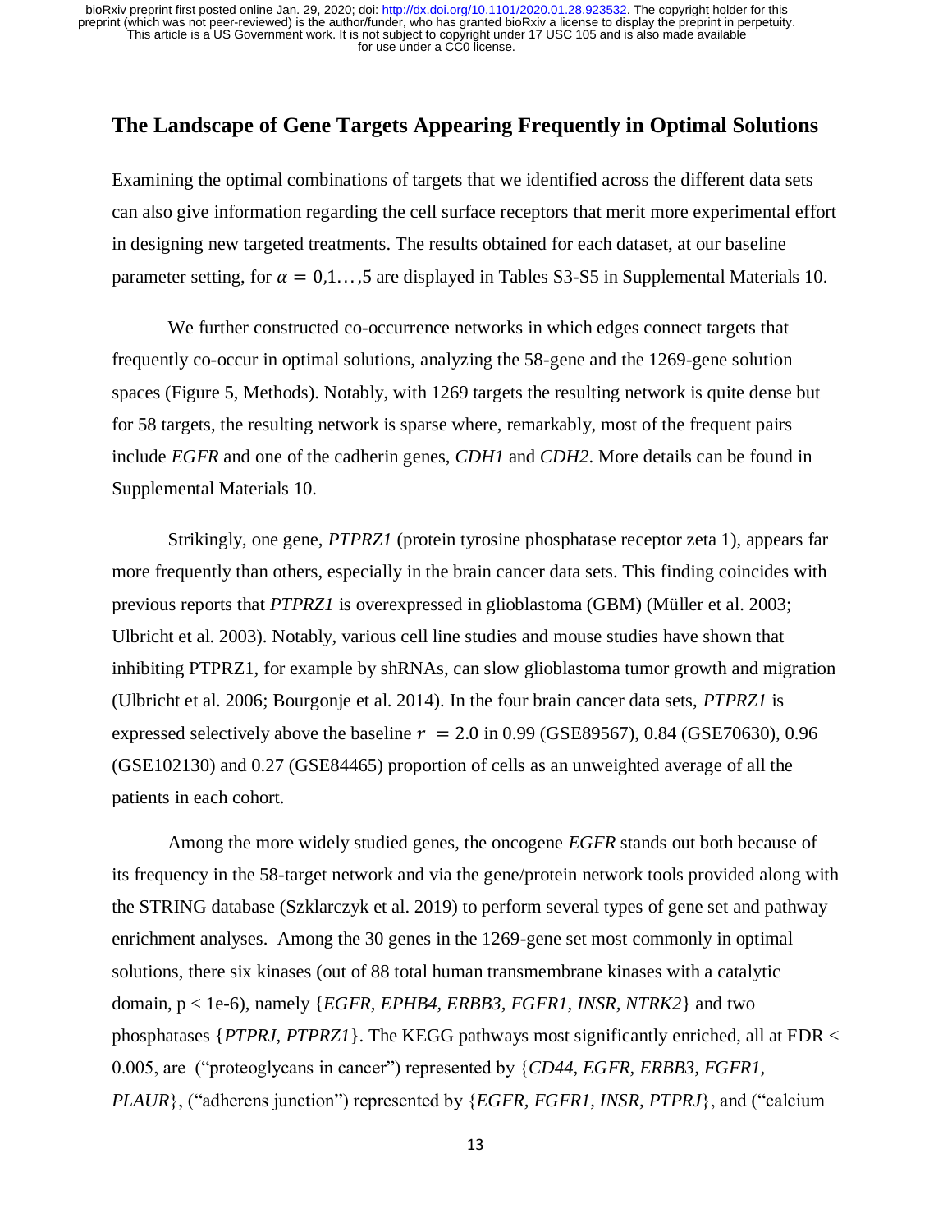## The Landscape of Gene Targets Appearing Frequently in Optimal Solutions

Examining the optimal combinations of targets that we identified across the different data sets can also give information regarding the cell surface receptors that merit more experimental effort in designing new targeted treatments. The results obtained for each dataset, at our baseline parameter setting, for $\alpha = 0,1\ldots,5$ are displayed in Tables S3-S5 in Supplemental Materials 10.

We further constructed co-occurrence networks in which edges connect targets that frequently co-occur in optimal solutions, analyzing the 58-gene and the 1269-gene solution spaces (Figure 5, Methods). Notably, with 1269 targets the resulting network is quite dense but for 58 targets, the resulting network is sparse where, remarkably, most of the frequent pairs include *EGFR* and one of the cadherin genes, *CDH1* and *CDH2*. More details can be found in Supplemental Materials 10.

Strikingly, one gene, *PTPRZ1* (protein tyrosine phosphatase receptor zeta 1), appears far more frequently than others, especially in the brain cancer data sets. This finding coincides with previous reports that *PTPRZ1* is overexpressed in glioblastoma (GBM) (Müller et al. 2003; Ulbricht et al. 2003). Notably, various cell line studies and mouse studies have shown that inhibiting PTPRZ1, for example by shRNAs, can slow glioblastoma tumor growth and migration (Ulbricht et al. 2006; Bourgonje et al. 2014). In the four brain cancer data sets, *PTPRZ1* is expressed selectively above the baseline $r = 2.0$ in 0.99 (GSE89567), 0.84 (GSE70630), 0.96 (GSE102130) and 0.27 (GSE84465) proportion of cells as an unweighted average of all the patients in each cohort.

Among the more widely studied genes, the oncogene *EGFR* stands out both because of its frequency in the 58-target network and via the gene/protein network tools provided along with the STRING database (Szklarczyk et al. 2019) to perform several types of gene set and pathway enrichment analyses. Among the 30 genes in the 1269-gene set most commonly in optimal solutions, there six kinases (out of 88 total human transmembrane kinases with a catalytic domain, $p < 1e\text{-}6$), namely {*EGFR, EPHB4, ERBB3, FGFR1, INSR, NTRK2*} and two phosphatases {*PTPRJ, PTPRZ1*}. The KEGG pathways most significantly enriched, all at FDR < 0.005, are ("proteoglycans in cancer") represented by {*CD44, EGFR, ERBB3, FGFR1, PLAUR*}, ("adherens junction") represented by {*EGFR, FGFR1, INSR, PTPRJ*}, and ("calcium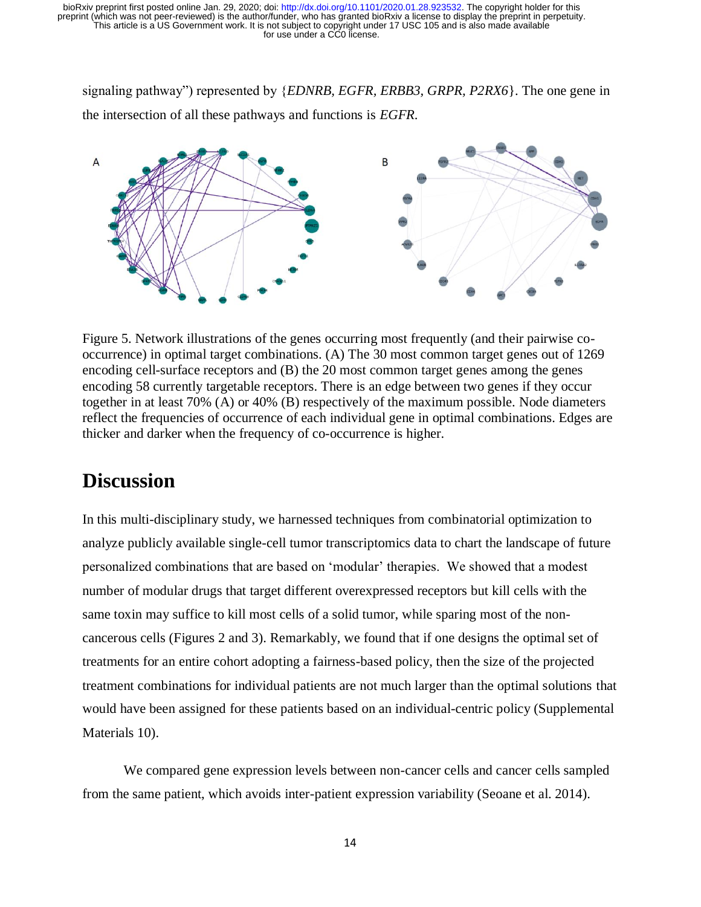signaling pathway") represented by {*EDNRB, EGFR, ERBB3, GRPR, P2RX6*}. The one gene in the intersection of all these pathways and functions is *EGFR*.

Figure 5. Network illustrations of the genes occurring most frequently (and their pairwise co-occurrence) in optimal target combinations. (A) The 30 most common target genes out of 1269 encoding cell-surface receptors and (B) the 20 most common target genes among the genes encoding 58 currently targetable receptors. There is an edge between two genes if they occur together in at least 70% (A) or 40% (B) respectively of the maximum possible. Node diameters reflect the frequencies of occurrence of each individual gene in optimal combinations. Edges are thicker and darker when the frequency of co-occurrence is higher.

## Discussion

In this multi-disciplinary study, we harnessed techniques from combinatorial optimization to analyze publicly available single-cell tumor transcriptomics data to chart the landscape of future personalized combinations that are based on 'modular' therapies. We showed that a modest number of modular drugs that target different overexpressed receptors but kill cells with the same toxin may suffice to kill most cells of a solid tumor, while sparing most of the non-cancerous cells (Figures 2 and 3). Remarkably, we found that if one designs the optimal set of treatments for an entire cohort adopting a fairness-based policy, then the size of the projected treatment combinations for individual patients are not much larger than the optimal solutions that would have been assigned for these patients based on an individual-centric policy (Supplemental Materials 10).

We compared gene expression levels between non-cancer cells and cancer cells sampled from the same patient, which avoids inter-patient expression variability (Seoane et al. 2014).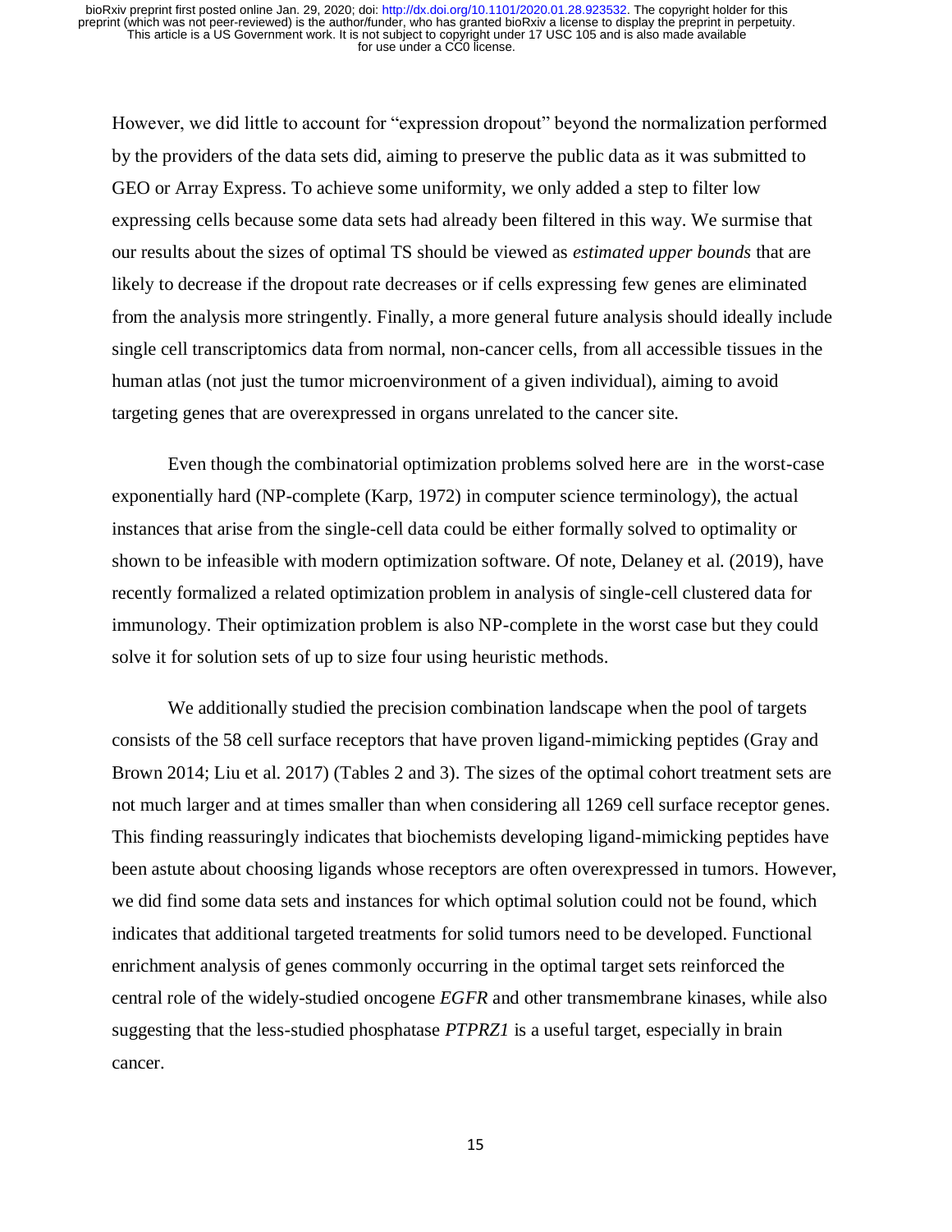However, we did little to account for "expression dropout" beyond the normalization performed by the providers of the data sets did, aiming to preserve the public data as it was submitted to GEO or Array Express. To achieve some uniformity, we only added a step to filter low expressing cells because some data sets had already been filtered in this way. We surmise that our results about the sizes of optimal TS should be viewed as *estimated upper bounds* that are likely to decrease if the dropout rate decreases or if cells expressing few genes are eliminated from the analysis more stringently. Finally, a more general future analysis should ideally include single cell transcriptomics data from normal, non-cancer cells, from all accessible tissues in the human atlas (not just the tumor microenvironment of a given individual), aiming to avoid targeting genes that are overexpressed in organs unrelated to the cancer site.

Even though the combinatorial optimization problems solved here are in the worst-case exponentially hard (NP-complete (Karp, 1972) in computer science terminology), the actual instances that arise from the single-cell data could be either formally solved to optimality or shown to be infeasible with modern optimization software. Of note, Delaney et al. (2019), have recently formalized a related optimization problem in analysis of single-cell clustered data for immunology. Their optimization problem is also NP-complete in the worst case but they could solve it for solution sets of up to size four using heuristic methods.

We additionally studied the precision combination landscape when the pool of targets consists of the 58 cell surface receptors that have proven ligand-mimicking peptides (Gray and Brown 2014; Liu et al. 2017) (Tables 2 and 3). The sizes of the optimal cohort treatment sets are not much larger and at times smaller than when considering all 1269 cell surface receptor genes. This finding reassuringly indicates that biochemists developing ligand-mimicking peptides have been astute about choosing ligands whose receptors are often overexpressed in tumors. However, we did find some data sets and instances for which optimal solution could not be found, which indicates that additional targeted treatments for solid tumors need to be developed. Functional enrichment analysis of genes commonly occurring in the optimal target sets reinforced the central role of the widely-studied oncogene *EGFR* and other transmembrane kinases, while also suggesting that the less-studied phosphatase *PTPRZ1* is a useful target, especially in brain cancer.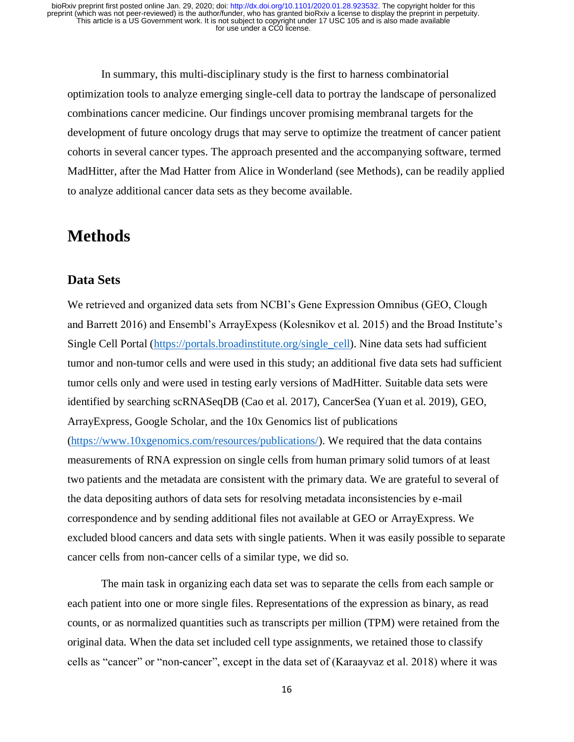In summary, this multi-disciplinary study is the first to harness combinatorial optimization tools to analyze emerging single-cell data to portray the landscape of personalized combinations cancer medicine. Our findings uncover promising membranal targets for the development of future oncology drugs that may serve to optimize the treatment of cancer patient cohorts in several cancer types. The approach presented and the accompanying software, termed MadHitter, after the Mad Hatter from Alice in Wonderland (see Methods), can be readily applied to analyze additional cancer data sets as they become available.

# Methods

## Data Sets

We retrieved and organized data sets from NCBI's Gene Expression Omnibus (GEO, Clough and Barrett 2016) and Ensembl's ArrayExpress (Kolesnikov et al. 2015) and the Broad Institute's Single Cell Portal (https://portals.broadinstitute.org/single_cell). Nine data sets had sufficient tumor and non-tumor cells and were used in this study; an additional five data sets had sufficient tumor cells only and were used in testing early versions of MadHitter. Suitable data sets were identified by searching scRNASeqDB (Cao et al. 2017), CancerSea (Yuan et al. 2019), GEO, ArrayExpress, Google Scholar, and the 10x Genomics list of publications (https://www.10xgenomics.com/resources/publications/). We required that the data contains measurements of RNA expression on single cells from human primary solid tumors of at least two patients and the metadata are consistent with the primary data. We are grateful to several of the data depositing authors of data sets for resolving metadata inconsistencies by e-mail correspondence and by sending additional files not available at GEO or ArrayExpress. We excluded blood cancers and data sets with single patients. When it was easily possible to separate cancer cells from non-cancer cells of a similar type, we did so.

The main task in organizing each data set was to separate the cells from each sample or each patient into one or more single files. Representations of the expression as binary, as read counts, or as normalized quantities such as transcripts per million (TPM) were retained from the original data. When the data set included cell type assignments, we retained those to classify cells as "cancer" or "non-cancer", except in the data set of (Karaayvaz et al. 2018) where it was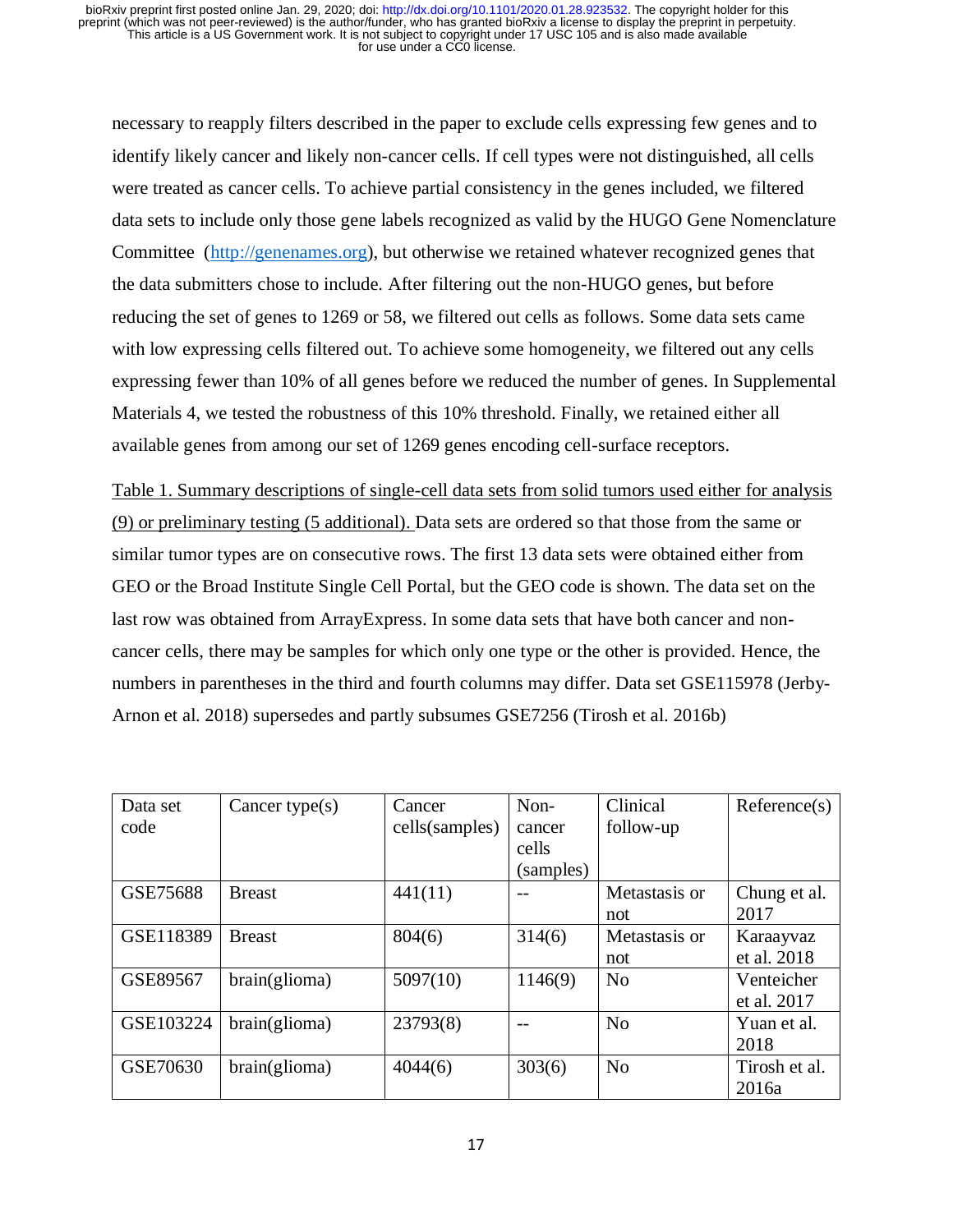necessary to reapply filters described in the paper to exclude cells expressing few genes and to identify likely cancer and likely non-cancer cells. If cell types were not distinguished, all cells were treated as cancer cells. To achieve partial consistency in the genes included, we filtered data sets to include only those gene labels recognized as valid by the HUGO Gene Nomenclature Committee (http://genenames.org), but otherwise we retained whatever recognized genes that the data submitters chose to include. After filtering out the non-HUGO genes, but before reducing the set of genes to 1269 or 58, we filtered out cells as follows. Some data sets came with low expressing cells filtered out. To achieve some homogeneity, we filtered out any cells expressing fewer than 10% of all genes before we reduced the number of genes. In Supplemental Materials 4, we tested the robustness of this 10% threshold. Finally, we retained either all available genes from among our set of 1269 genes encoding cell-surface receptors.

Table 1. Summary descriptions of single-cell data sets from solid tumors used either for analysis (9) or preliminary testing (5 additional). Data sets are ordered so that those from the same or similar tumor types are on consecutive rows. The first 13 data sets were obtained either from GEO or the Broad Institute Single Cell Portal, but the GEO code is shown. The data set on the last row was obtained from ArrayExpress. In some data sets that have both cancer and non-cancer cells, there may be samples for which only one type or the other is provided. Hence, the numbers in parentheses in the third and fourth columns may differ. Data set GSE115978 (Jerby-Arnon et al. 2018) supersedes and partly subsumes GSE7256 (Tirosh et al. 2016b)

| Data set code | Cancer type(s) | Cancer cells(samples) | Non-cancer cells (samples) | Clinical follow-up | Reference(s) |
|---|---|---|---|---|---|
| GSE75688 | Breast | 441(11) | -- | Metastasis or not | Chung et al. 2017 |
| GSE118389 | Breast | 804(6) | 314(6) | Metastasis or not | Karaayvaz et al. 2018 |
| GSE89567 | brain(glioma) | 5097(10) | 1146(9) | No | Venteicher et al. 2017 |
| GSE103224 | brain(glioma) | 23793(8) | -- | No | Yuan et al. 2018 |
| GSE70630 | brain(glioma) | 4044(6) | 303(6) | No | Tirosh et al. 2016a |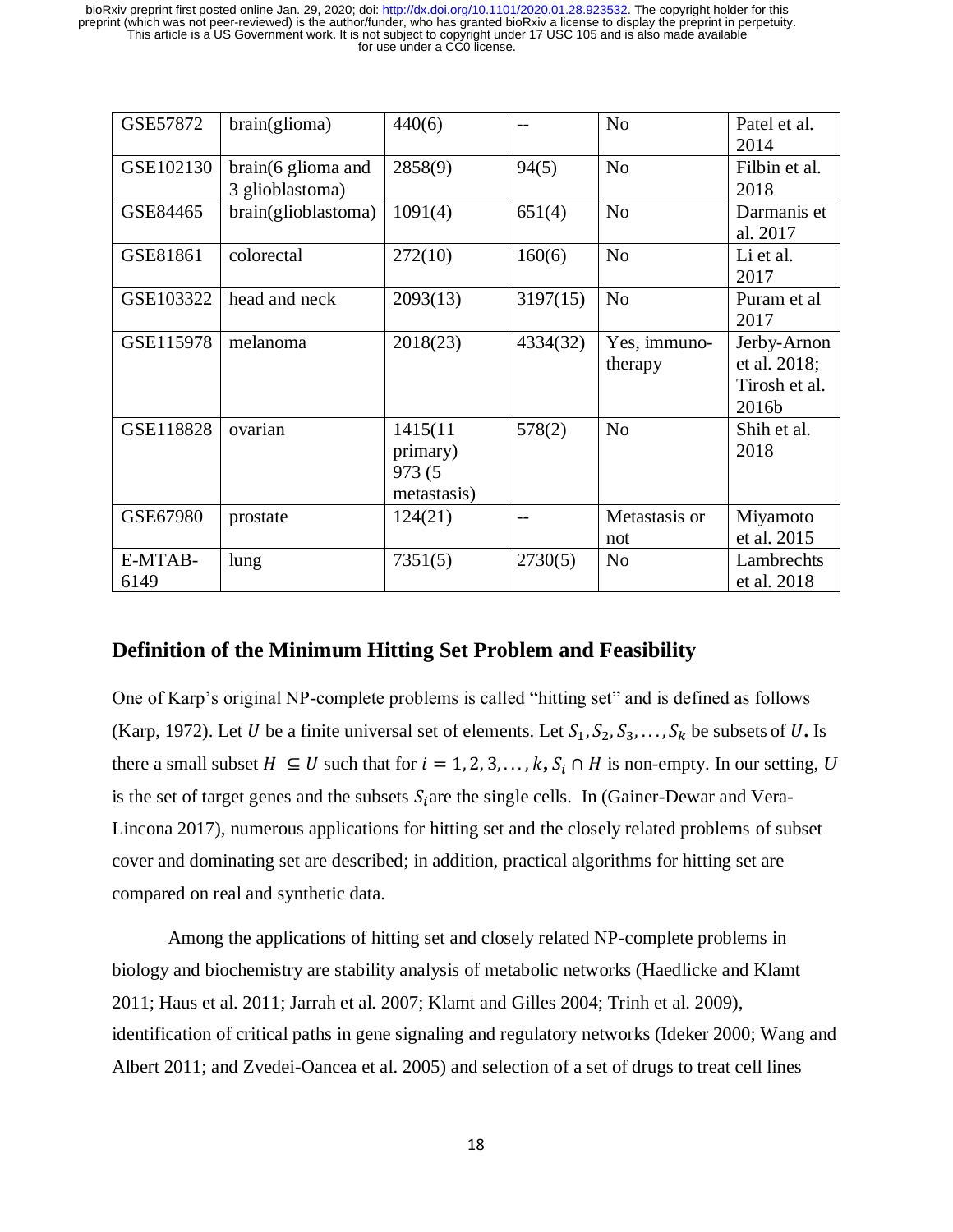| GSE57872 | brain(glioma) | 440(6) | -- | No | Patel et al. 2014 |
|---|---|---|---|---|---|
| GSE102130 | brain(6 glioma and 3 glioblastoma) | 2858(9) | 94(5) | No | Filbin et al. 2018 |
| GSE84465 | brain(glioblastoma) | 1091(4) | 651(4) | No | Darmanis et al. 2017 |
| GSE81861 | colorectal | 272(10) | 160(6) | No | Li et al. 2017 |
| GSE103322 | head and neck | 2093(13) | 3197(15) | No | Puram et al 2017 |
| GSE115978 | melanoma | 2018(23) | 4334(32) | Yes, immuno-therapy | Jerby-Arnon et al. 2018; Tirosh et al. 2016b |
| GSE118828 | ovarian | 1415(11 primary) 973 (5 metastasis) | 578(2) | No | Shih et al. 2018 |
| GSE67980 | prostate | 124(21) | -- | Metastasis or not | Miyamoto et al. 2015 |
| E-MTAB-6149 | lung | 7351(5) | 2730(5) | No | Lambrechts et al. 2018 |

## Definition of the Minimum Hitting Set Problem and Feasibility

One of Karp's original NP-complete problems is called "hitting set" and is defined as follows (Karp, 1972). Let $U$ be a finite universal set of elements. Let $S_1, S_2, S_3, \ldots, S_k$ be subsets of $U$. Is there a small subset $H \subseteq U$ such that for $i = 1, 2, 3, \ldots, k$, $S_i \cap H$ is non-empty. In our setting, $U$ is the set of target genes and the subsets $S_i$ are the single cells. In (Gainer-Dewar and Vera-Lincona 2017), numerous applications for hitting set and the closely related problems of subset cover and dominating set are described; in addition, practical algorithms for hitting set are compared on real and synthetic data.

Among the applications of hitting set and closely related NP-complete problems in biology and biochemistry are stability analysis of metabolic networks (Haedlicke and Klamt 2011; Haus et al. 2011; Jarrah et al. 2007; Klamt and Gilles 2004; Trinh et al. 2009), identification of critical paths in gene signaling and regulatory networks (Ideker 2000; Wang and Albert 2011; and Zvedei-Oancea et al. 2005) and selection of a set of drugs to treat cell lines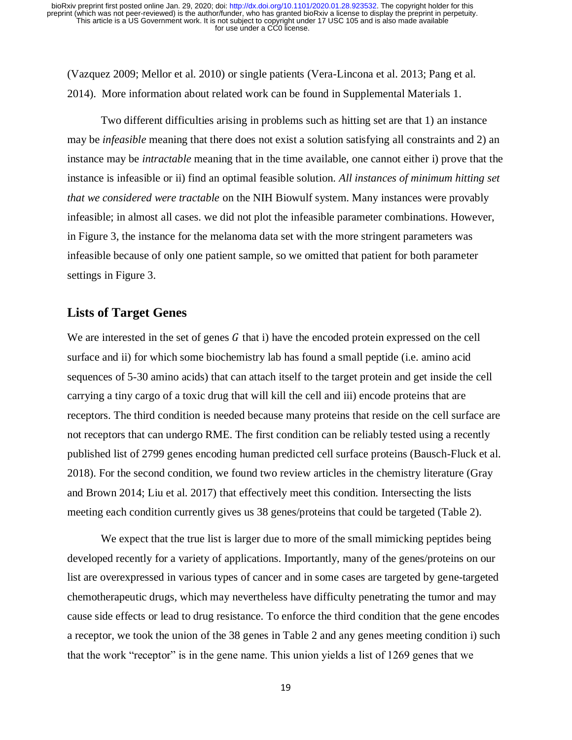(Vazquez 2009; Mellor et al. 2010) or single patients (Vera-Lincona et al. 2013; Pang et al. 2014). More information about related work can be found in Supplemental Materials 1.

Two different difficulties arising in problems such as hitting set are that 1) an instance may be *infeasible* meaning that there does not exist a solution satisfying all constraints and 2) an instance may be *intractable* meaning that in the time available, one cannot either i) prove that the instance is infeasible or ii) find an optimal feasible solution. *All instances of minimum hitting set that we considered were tractable* on the NIH Biowulf system. Many instances were provably infeasible; in almost all cases. we did not plot the infeasible parameter combinations. However, in Figure 3, the instance for the melanoma data set with the more stringent parameters was infeasible because of only one patient sample, so we omitted that patient for both parameter settings in Figure 3.

## Lists of Target Genes

We are interested in the set of genes $G$ that i) have the encoded protein expressed on the cell surface and ii) for which some biochemistry lab has found a small peptide (i.e. amino acid sequences of 5-30 amino acids) that can attach itself to the target protein and get inside the cell carrying a tiny cargo of a toxic drug that will kill the cell and iii) encode proteins that are receptors. The third condition is needed because many proteins that reside on the cell surface are not receptors that can undergo RME. The first condition can be reliably tested using a recently published list of 2799 genes encoding human predicted cell surface proteins (Bausch-Fluck et al. 2018). For the second condition, we found two review articles in the chemistry literature (Gray and Brown 2014; Liu et al. 2017) that effectively meet this condition. Intersecting the lists meeting each condition currently gives us 38 genes/proteins that could be targeted (Table 2).

We expect that the true list is larger due to more of the small mimicking peptides being developed recently for a variety of applications. Importantly, many of the genes/proteins on our list are overexpressed in various types of cancer and in some cases are targeted by gene-targeted chemotherapeutic drugs, which may nevertheless have difficulty penetrating the tumor and may cause side effects or lead to drug resistance. To enforce the third condition that the gene encodes a receptor, we took the union of the 38 genes in Table 2 and any genes meeting condition i) such that the work "receptor" is in the gene name. This union yields a list of 1269 genes that we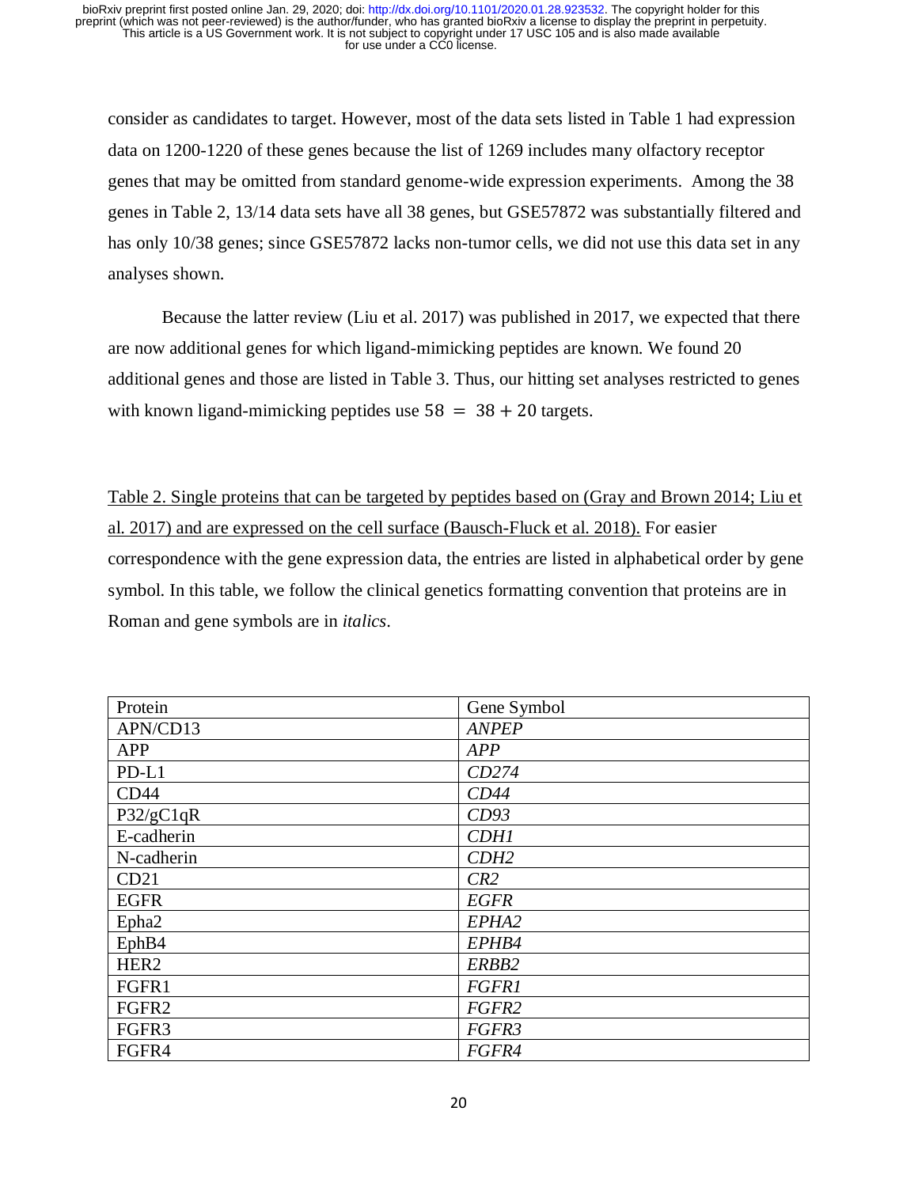consider as candidates to target. However, most of the data sets listed in Table 1 had expression data on 1200-1220 of these genes because the list of 1269 includes many olfactory receptor genes that may be omitted from standard genome-wide expression experiments. Among the 38 genes in Table 2, 13/14 data sets have all 38 genes, but GSE57872 was substantially filtered and has only 10/38 genes; since GSE57872 lacks non-tumor cells, we did not use this data set in any analyses shown.

Because the latter review (Liu et al. 2017) was published in 2017, we expected that there are now additional genes for which ligand-mimicking peptides are known. We found 20 additional genes and those are listed in Table 3. Thus, our hitting set analyses restricted to genes with known ligand-mimicking peptides use $58 = 38 + 20$ targets.

Table 2. Single proteins that can be targeted by peptides based on (Gray and Brown 2014; Liu et al. 2017) and are expressed on the cell surface (Bausch-Fluck et al. 2018). For easier correspondence with the gene expression data, the entries are listed in alphabetical order by gene symbol. In this table, we follow the clinical genetics formatting convention that proteins are in Roman and gene symbols are in *italics*.

| Protein | Gene Symbol |
|---|---|
| APN/CD13 | *ANPEP* |
| APP | *APP* |
| PD-L1 | *CD274* |
| CD44 | *CD44* |
| P32/gC1qR | *CD93* |
| E-cadherin | *CDH1* |
| N-cadherin | *CDH2* |
| CD21 | *CR2* |
| EGFR | *EGFR* |
| Epha2 | *EPHA2* |
| EphB4 | *EPHB4* |
| HER2 | *ERBB2* |
| FGFR1 | *FGFR1* |
| FGFR2 | *FGFR2* |
| FGFR3 | *FGFR3* |
| FGFR4 | *FGFR4* |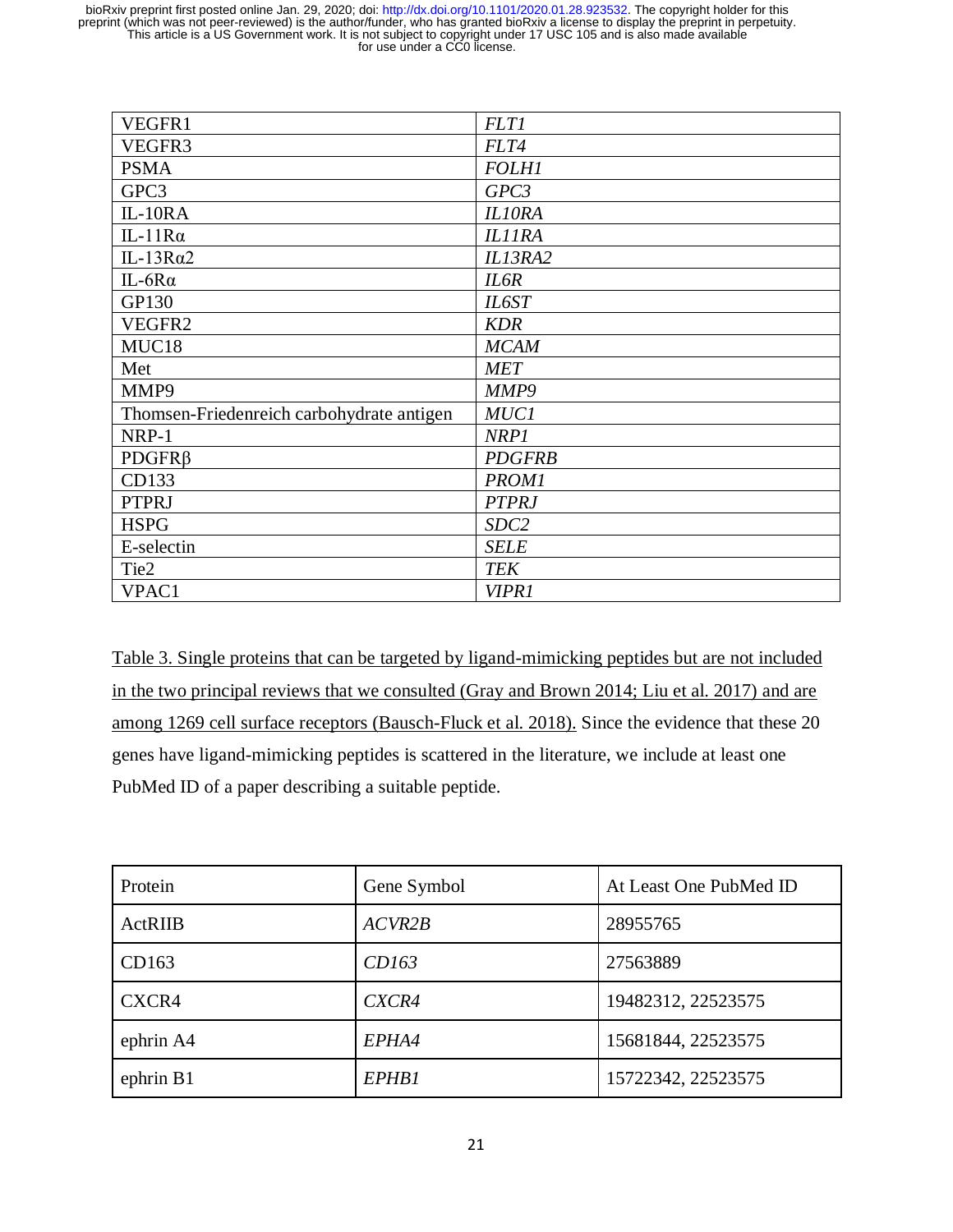| VEGFR1 | *FLT1* |
|---|---|
| VEGFR3 | *FLT4* |
| PSMA | *FOLH1* |
| GPC3 | *GPC3* |
| IL-10RA | *IL10RA* |
| IL-11Rα | *IL11RA* |
| IL-13Rα2 | *IL13RA2* |
| IL-6Rα | *IL6R* |
| GP130 | *IL6ST* |
| VEGFR2 | *KDR* |
| MUC18 | *MCAM* |
| Met | *MET* |
| MMP9 | *MMP9* |
| Thomsen-Friedenreich carbohydrate antigen | *MUC1* |
| NRP-1 | *NRP1* |
| PDGFRβ | *PDGFRB* |
| CD133 | *PROM1* |
| PTPRJ | *PTPRJ* |
| HSPG | *SDC2* |
| E-selectin | *SELE* |
| Tie2 | *TEK* |
| VPAC1 | *VIPR1* |

Table 3. Single proteins that can be targeted by ligand-mimicking peptides but are not included in the two principal reviews that we consulted (Gray and Brown 2014; Liu et al. 2017) and are among 1269 cell surface receptors (Bausch-Fluck et al. 2018). Since the evidence that these 20 genes have ligand-mimicking peptides is scattered in the literature, we include at least one PubMed ID of a paper describing a suitable peptide.

| Protein | Gene Symbol | At Least One PubMed ID |
|---|---|---|
| ActRIIB | *ACVR2B* | 28955765 |
| CD163 | *CD163* | 27563889 |
| CXCR4 | *CXCR4* | 19482312, 22523575 |
| ephrin A4 | *EPHA4* | 15681844, 22523575 |
| ephrin B1 | *EPHB1* | 15722342, 22523575 |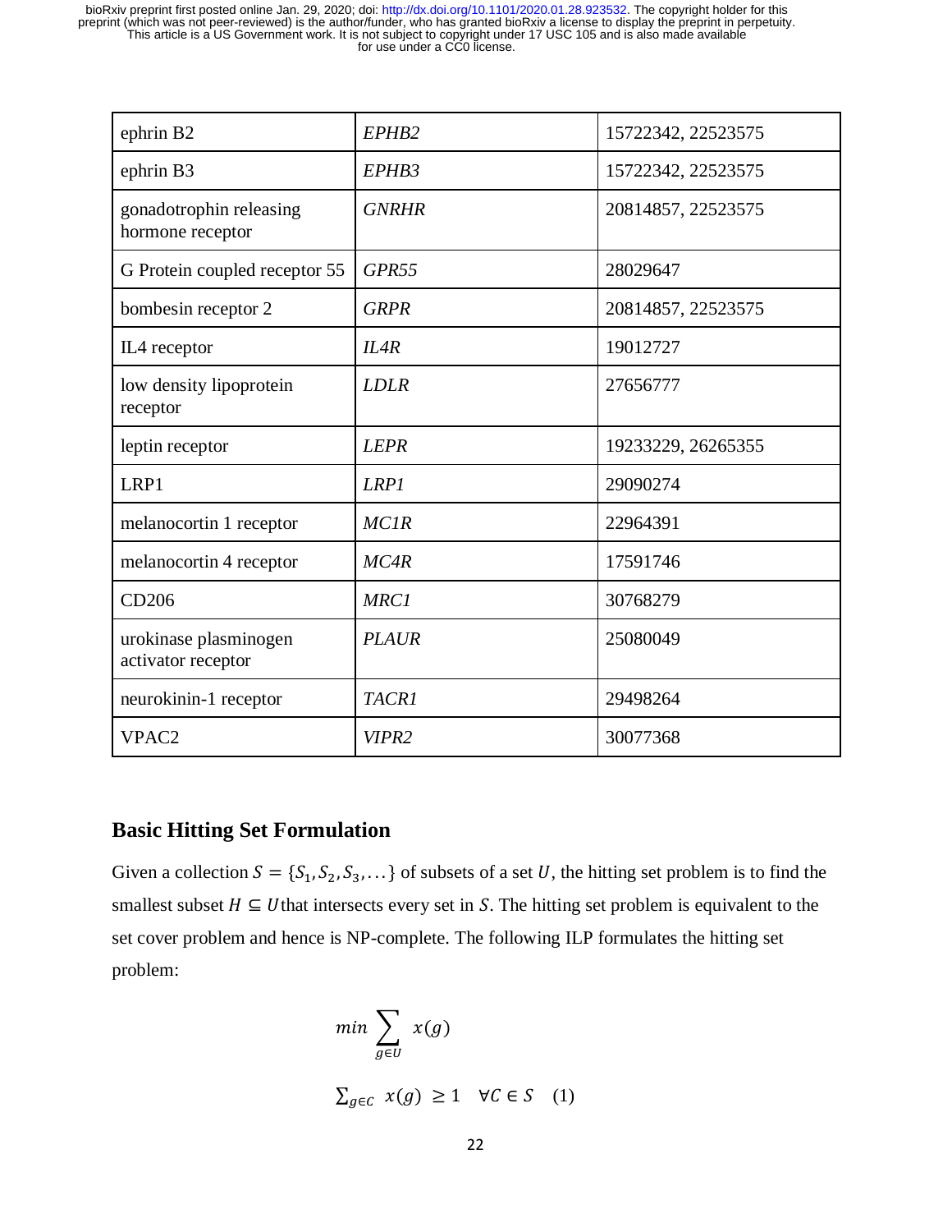| ephrin B2 | *EPHB2* | 15722342, 22523575 |
|---|---|---|
| ephrin B3 | *EPHB3* | 15722342, 22523575 |
| gonadotrophin releasing hormone receptor | *GNRHR* | 20814857, 22523575 |
| G Protein coupled receptor 55 | *GPR55* | 28029647 |
| bombesin receptor 2 | *GRPR* | 20814857, 22523575 |
| IL4 receptor | *IL4R* | 19012727 |
| low density lipoprotein receptor | *LDLR* | 27656777 |
| leptin receptor | *LEPR* | 19233229, 26265355 |
| LRP1 | *LRP1* | 29090274 |
| melanocortin 1 receptor | *MC1R* | 22964391 |
| melanocortin 4 receptor | *MC4R* | 17591746 |
| CD206 | *MRC1* | 30768279 |
| urokinase plasminogen activator receptor | *PLAUR* | 25080049 |
| neurokinin-1 receptor | *TACR1* | 29498264 |
| VPAC2 | *VIPR2* | 30077368 |

## Basic Hitting Set Formulation

Given a collection $S = \{S_1, S_2, S_3, \ldots\}$ of subsets of a set $U$, the hitting set problem is to find the smallest subset $H \subseteq U$ that intersects every set in $S$. The hitting set problem is equivalent to the set cover problem and hence is NP-complete. The following ILP formulates the hitting set problem:

$$min \sum_{g \in U} x(g)$$

$$\sum_{g \in C} x(g) \geq 1 \quad \forall C \in S \quad (1)$$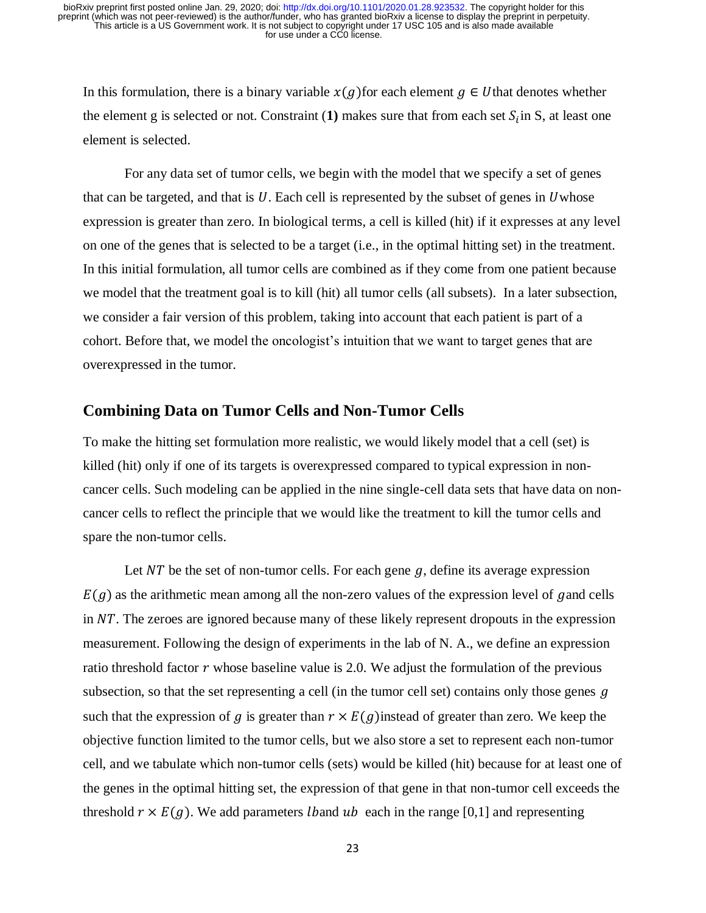In this formulation, there is a binary variable $x(g)$ for each element $g \in U$ that denotes whether the element g is selected or not. Constraint (**1**) makes sure that from each set $S_i$ in S, at least one element is selected.

For any data set of tumor cells, we begin with the model that we specify a set of genes that can be targeted, and that is $U$. Each cell is represented by the subset of genes in $U$ whose expression is greater than zero. In biological terms, a cell is killed (hit) if it expresses at any level on one of the genes that is selected to be a target (i.e., in the optimal hitting set) in the treatment. In this initial formulation, all tumor cells are combined as if they come from one patient because we model that the treatment goal is to kill (hit) all tumor cells (all subsets). In a later subsection, we consider a fair version of this problem, taking into account that each patient is part of a cohort. Before that, we model the oncologist's intuition that we want to target genes that are overexpressed in the tumor.

## Combining Data on Tumor Cells and Non-Tumor Cells

To make the hitting set formulation more realistic, we would likely model that a cell (set) is killed (hit) only if one of its targets is overexpressed compared to typical expression in non-cancer cells. Such modeling can be applied in the nine single-cell data sets that have data on non-cancer cells to reflect the principle that we would like the treatment to kill the tumor cells and spare the non-tumor cells.

Let $NT$ be the set of non-tumor cells. For each gene $g$, define its average expression $E(g)$ as the arithmetic mean among all the non-zero values of the expression level of $g$ and cells in $NT$. The zeroes are ignored because many of these likely represent dropouts in the expression measurement. Following the design of experiments in the lab of N. A., we define an expression ratio threshold factor $r$ whose baseline value is 2.0. We adjust the formulation of the previous subsection, so that the set representing a cell (in the tumor cell set) contains only those genes $g$ such that the expression of $g$ is greater than $r \times E(g)$ instead of greater than zero. We keep the objective function limited to the tumor cells, but we also store a set to represent each non-tumor cell, and we tabulate which non-tumor cells (sets) would be killed (hit) because for at least one of the genes in the optimal hitting set, the expression of that gene in that non-tumor cell exceeds the threshold $r \times E(g)$. We add parameters $lb$ and $ub$ each in the range [0,1] and representing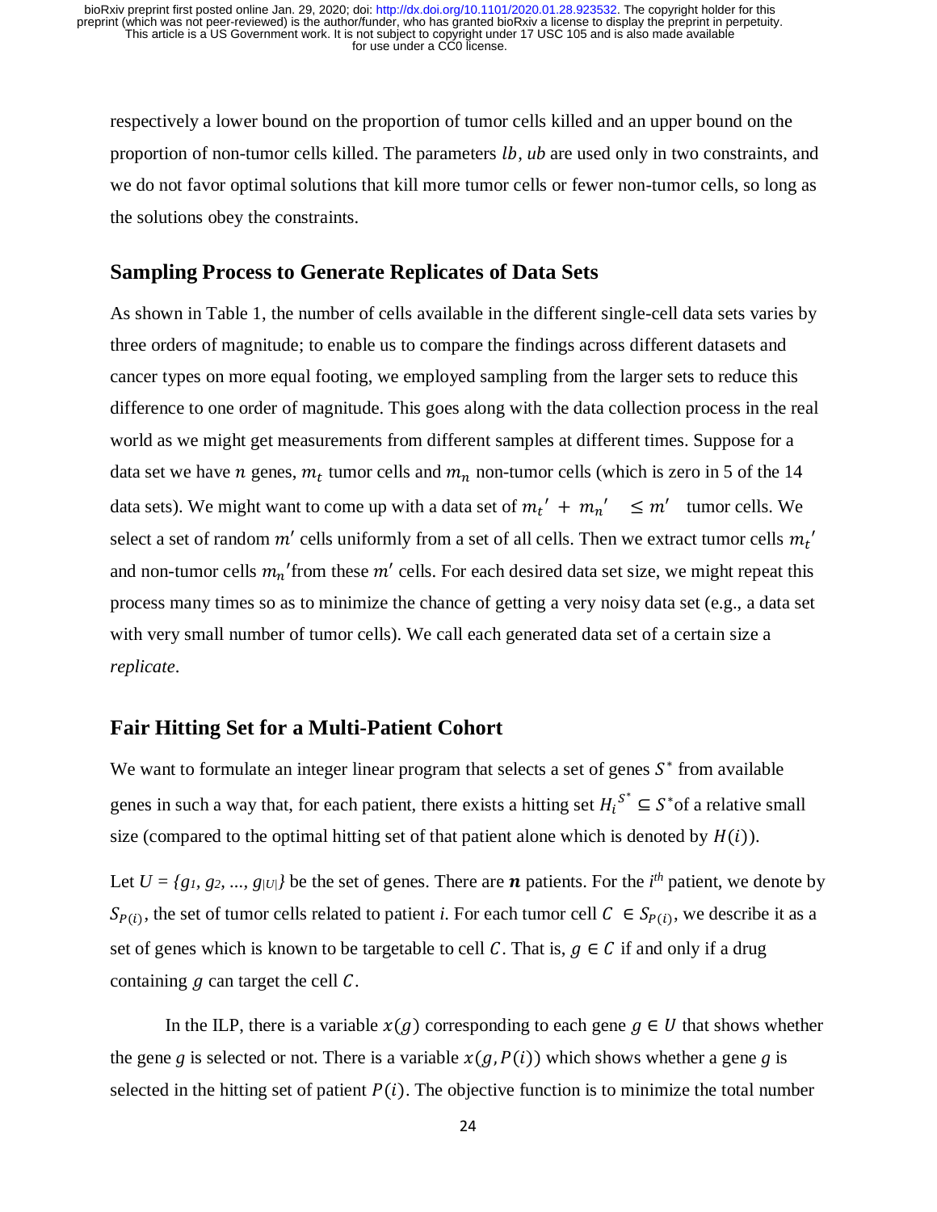respectively a lower bound on the proportion of tumor cells killed and an upper bound on the proportion of non-tumor cells killed. The parameters $lb$, $ub$ are used only in two constraints, and we do not favor optimal solutions that kill more tumor cells or fewer non-tumor cells, so long as the solutions obey the constraints.

## Sampling Process to Generate Replicates of Data Sets

As shown in Table 1, the number of cells available in the different single-cell data sets varies by three orders of magnitude; to enable us to compare the findings across different datasets and cancer types on more equal footing, we employed sampling from the larger sets to reduce this difference to one order of magnitude. This goes along with the data collection process in the real world as we might get measurements from different samples at different times. Suppose for a data set we have $n$ genes, $m_t$ tumor cells and $m_n$ non-tumor cells (which is zero in 5 of the 14 data sets). We might want to come up with a data set of $m_t' + m_n' \leq m'$ tumor cells. We select a set of random $m'$ cells uniformly from a set of all cells. Then we extract tumor cells $m_t'$ and non-tumor cells $m_n'$ from these $m'$ cells. For each desired data set size, we might repeat this process many times so as to minimize the chance of getting a very noisy data set (e.g., a data set with very small number of tumor cells). We call each generated data set of a certain size a *replicate*.

## Fair Hitting Set for a Multi-Patient Cohort

We want to formulate an integer linear program that selects a set of genes $S^*$ from available genes in such a way that, for each patient, there exists a hitting set $H_i^{S^*} \subseteq S^*$ of a relative small size (compared to the optimal hitting set of that patient alone which is denoted by $H(i)$).

Let $U = \{g_1, g_2, \ldots, g_{|U|}\}$ be the set of genes. There are $\boldsymbol{n}$ patients. For the $i^{th}$ patient, we denote by $S_{P(i)}$, the set of tumor cells related to patient *i*. For each tumor cell $C \in S_{P(i)}$, we describe it as a set of genes which is known to be targetable to cell $C$. That is, $g \in C$ if and only if a drug containing $g$ can target the cell $C$.

In the ILP, there is a variable $x(g)$ corresponding to each gene $g \in U$ that shows whether the gene $g$ is selected or not. There is a variable $x(g, P(i))$ which shows whether a gene $g$ is selected in the hitting set of patient $P(i)$. The objective function is to minimize the total number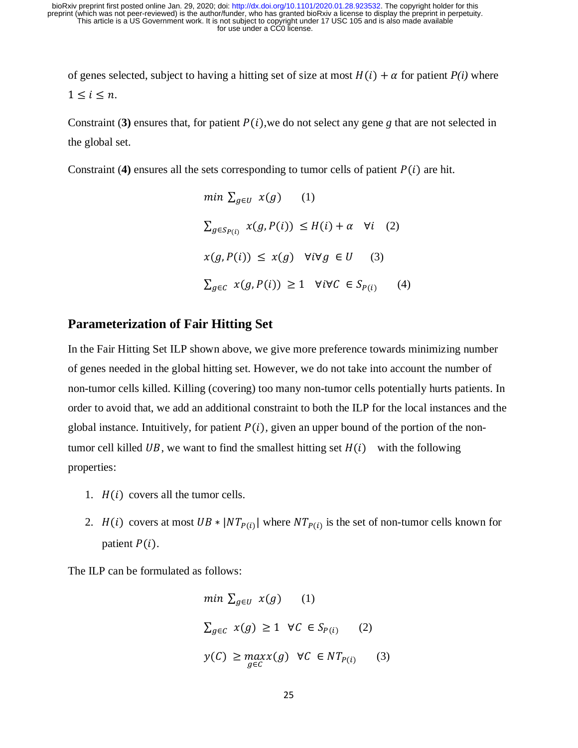of genes selected, subject to having a hitting set of size at most $H(i) + \alpha$ for patient *P(i)* where $1 \leq i \leq n$.

Constraint (**3)** ensures that, for patient $P(i)$,we do not select any gene $g$ that are not selected in the global set.

Constraint (**4)** ensures all the sets corresponding to tumor cells of patient $P(i)$ are hit.

$$min \sum_{g \in U} x(g) \quad (1)$$

$$\sum_{g \in S_{P(i)}} x(g, P(i)) \leq H(i) + \alpha \quad \forall i \quad (2)$$

$$x(g, P(i)) \leq x(g) \quad \forall i \forall g \in U \quad (3)$$

$$\sum_{g \in C} x(g, P(i)) \geq 1 \quad \forall i \forall C \in S_{P(i)} \quad (4)$$

## Parameterization of Fair Hitting Set

In the Fair Hitting Set ILP shown above, we give more preference towards minimizing number of genes needed in the global hitting set. However, we do not take into account the number of non-tumor cells killed. Killing (covering) too many non-tumor cells potentially hurts patients. In order to avoid that, we add an additional constraint to both the ILP for the local instances and the global instance. Intuitively, for patient $P(i)$, given an upper bound of the portion of the non-tumor cell killed $UB$, we want to find the smallest hitting set $H(i)$ with the following properties:

1. $H(i)$ covers all the tumor cells.
2. $H(i)$ covers at most $UB * |NT_{P(i)}|$ where $NT_{P(i)}$ is the set of non-tumor cells known for patient $P(i)$.

The ILP can be formulated as follows:

$$min \sum_{g \in U} x(g) \quad (1)$$

$$\sum_{g \in C} x(g) \geq 1 \quad \forall C \in S_{P(i)} \quad (2)$$

$$y(C) \geq \max_{g \in C} x(g) \quad \forall C \in NT_{P(i)} \quad (3)$$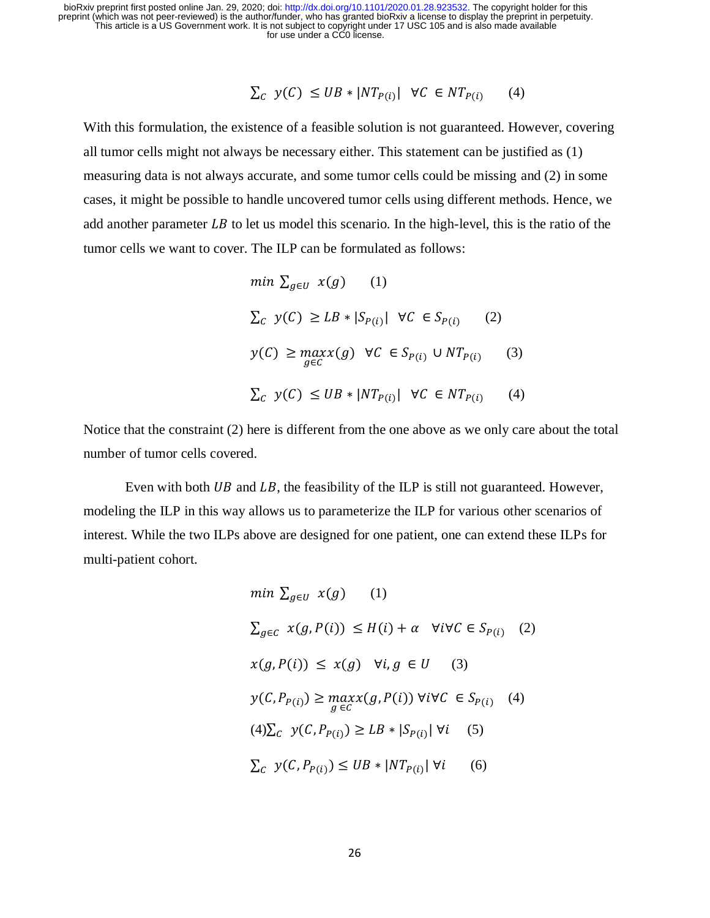$$\sum_{C} y(C) \leq UB * |NT_{P(i)}| \quad \forall C \in NT_{P(i)} \qquad (4)$$

With this formulation, the existence of a feasible solution is not guaranteed. However, covering all tumor cells might not always be necessary either. This statement can be justified as (1) measuring data is not always accurate, and some tumor cells could be missing and (2) in some cases, it might be possible to handle uncovered tumor cells using different methods. Hence, we add another parameter $LB$ to let us model this scenario. In the high-level, this is the ratio of the tumor cells we want to cover. The ILP can be formulated as follows:

$$min \sum_{g \in U} x(g) \qquad (1)$$

$$\sum_{C} y(C) \geq LB * |S_{P(i)}| \quad \forall C \in S_{P(i)} \qquad (2)$$

$$y(C) \geq \max_{g \in C} x(g) \quad \forall C \in S_{P(i)} \cup NT_{P(i)} \qquad (3)$$

$$\sum_{C} y(C) \leq UB * |NT_{P(i)}| \quad \forall C \in NT_{P(i)} \qquad (4)$$

Notice that the constraint (2) here is different from the one above as we only care about the total number of tumor cells covered.

Even with both $UB$ and $LB$, the feasibility of the ILP is still not guaranteed. However, modeling the ILP in this way allows us to parameterize the ILP for various other scenarios of interest. While the two ILPs above are designed for one patient, one can extend these ILPs for multi-patient cohort.

$$min \sum_{g \in U} x(g) \qquad (1)$$

$$\sum_{g \in C} x(g, P(i)) \leq H(i) + \alpha \quad \forall i \forall C \in S_{P(i)} \quad (2)$$

$$x(g, P(i)) \leq x(g) \quad \forall i, g \in U \qquad (3)$$

$$y(C, P_{P(i)}) \geq \max_{g \in C} x(g, P(i)) \; \forall i \forall C \in S_{P(i)} \quad (4)$$

$$(4) \sum_{C} y(C, P_{P(i)}) \geq LB * |S_{P(i)}| \; \forall i \qquad (5)$$

$$\sum_{C} y(C, P_{P(i)}) \leq UB * |NT_{P(i)}| \; \forall i \qquad (6)$$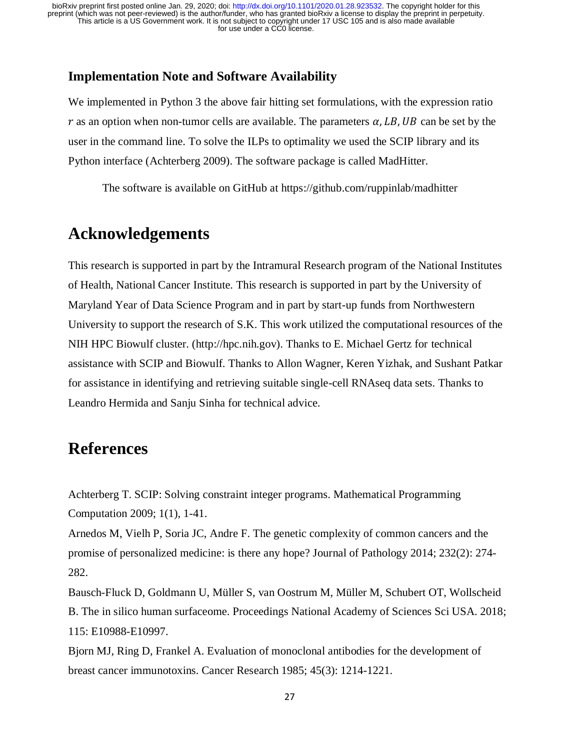### Implementation Note and Software Availability

We implemented in Python 3 the above fair hitting set formulations, with the expression ratio $r$ as an option when non-tumor cells are available. The parameters $\alpha, LB, UB$ can be set by the user in the command line. To solve the ILPs to optimality we used the SCIP library and its Python interface (Achterberg 2009). The software package is called MadHitter.

The software is available on GitHub at https://github.com/ruppinlab/madhitter

## Acknowledgements

This research is supported in part by the Intramural Research program of the National Institutes of Health, National Cancer Institute. This research is supported in part by the University of Maryland Year of Data Science Program and in part by start-up funds from Northwestern University to support the research of S.K. This work utilized the computational resources of the NIH HPC Biowulf cluster. (http://hpc.nih.gov). Thanks to E. Michael Gertz for technical assistance with SCIP and Biowulf. Thanks to Allon Wagner, Keren Yizhak, and Sushant Patkar for assistance in identifying and retrieving suitable single-cell RNAseq data sets. Thanks to Leandro Hermida and Sanju Sinha for technical advice.

## References

Achterberg T. SCIP: Solving constraint integer programs. Mathematical Programming Computation 2009; 1(1), 1-41.

Arnedos M, Vielh P, Soria JC, Andre F. The genetic complexity of common cancers and the promise of personalized medicine: is there any hope? Journal of Pathology 2014; 232(2): 274-282.

Bausch-Fluck D, Goldmann U, Müller S, van Oostrum M, Müller M, Schubert OT, Wollscheid B. The in silico human surfaceome. Proceedings National Academy of Sciences Sci USA. 2018; 115: E10988-E10997.

Bjorn MJ, Ring D, Frankel A. Evaluation of monoclonal antibodies for the development of breast cancer immunotoxins. Cancer Research 1985; 45(3): 1214-1221.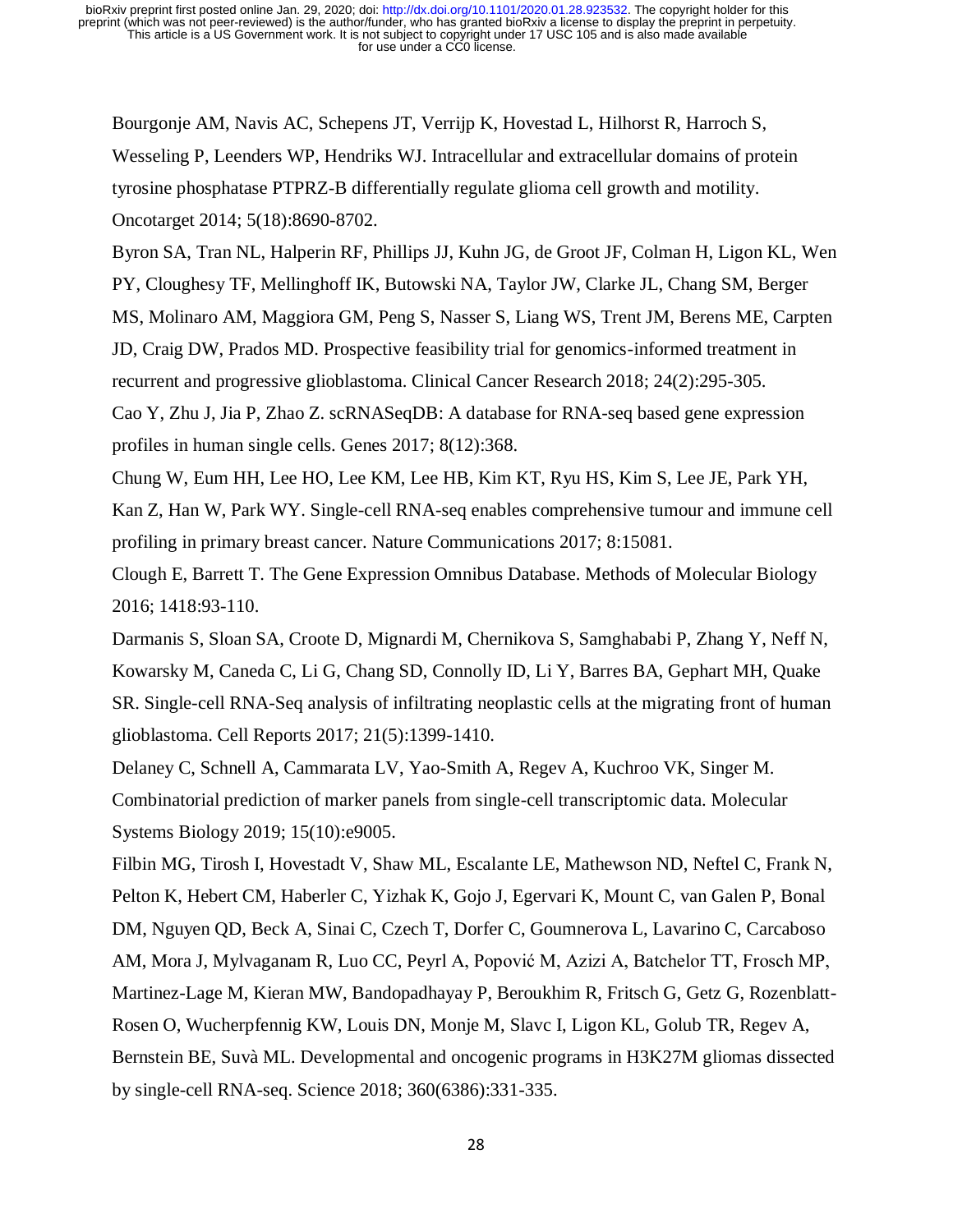Bourgonje AM, Navis AC, Schepens JT, Verrijp K, Hovestad L, Hilhorst R, Harroch S, Wesseling P, Leenders WP, Hendriks WJ. Intracellular and extracellular domains of protein tyrosine phosphatase PTPRZ-B differentially regulate glioma cell growth and motility. Oncotarget 2014; 5(18):8690-8702.

Byron SA, Tran NL, Halperin RF, Phillips JJ, Kuhn JG, de Groot JF, Colman H, Ligon KL, Wen PY, Cloughesy TF, Mellinghoff IK, Butowski NA, Taylor JW, Clarke JL, Chang SM, Berger MS, Molinaro AM, Maggiora GM, Peng S, Nasser S, Liang WS, Trent JM, Berens ME, Carpten JD, Craig DW, Prados MD. Prospective feasibility trial for genomics-informed treatment in recurrent and progressive glioblastoma. Clinical Cancer Research 2018; 24(2):295-305.

Cao Y, Zhu J, Jia P, Zhao Z. scRNASeqDB: A database for RNA-seq based gene expression profiles in human single cells. Genes 2017; 8(12):368.

Chung W, Eum HH, Lee HO, Lee KM, Lee HB, Kim KT, Ryu HS, Kim S, Lee JE, Park YH, Kan Z, Han W, Park WY. Single-cell RNA-seq enables comprehensive tumour and immune cell profiling in primary breast cancer. Nature Communications 2017; 8:15081.

Clough E, Barrett T. The Gene Expression Omnibus Database. Methods of Molecular Biology 2016; 1418:93-110.

Darmanis S, Sloan SA, Croote D, Mignardi M, Chernikova S, Samghababi P, Zhang Y, Neff N, Kowarsky M, Caneda C, Li G, Chang SD, Connolly ID, Li Y, Barres BA, Gephart MH, Quake SR. Single-cell RNA-Seq analysis of infiltrating neoplastic cells at the migrating front of human glioblastoma. Cell Reports 2017; 21(5):1399-1410.

Delaney C, Schnell A, Cammarata LV, Yao-Smith A, Regev A, Kuchroo VK, Singer M. Combinatorial prediction of marker panels from single-cell transcriptomic data. Molecular Systems Biology 2019; 15(10):e9005.

Filbin MG, Tirosh I, Hovestadt V, Shaw ML, Escalante LE, Mathewson ND, Neftel C, Frank N, Pelton K, Hebert CM, Haberler C, Yizhak K, Gojo J, Egervari K, Mount C, van Galen P, Bonal DM, Nguyen QD, Beck A, Sinai C, Czech T, Dorfer C, Goumnerova L, Lavarino C, Carcaboso AM, Mora J, Mylvaganam R, Luo CC, Peyrl A, Popović M, Azizi A, Batchelor TT, Frosch MP, Martinez-Lage M, Kieran MW, Bandopadhayay P, Beroukhim R, Fritsch G, Getz G, Rozenblatt-Rosen O, Wucherpfennig KW, Louis DN, Monje M, Slavc I, Ligon KL, Golub TR, Regev A, Bernstein BE, Suvà ML. Developmental and oncogenic programs in H3K27M gliomas dissected by single-cell RNA-seq. Science 2018; 360(6386):331-335.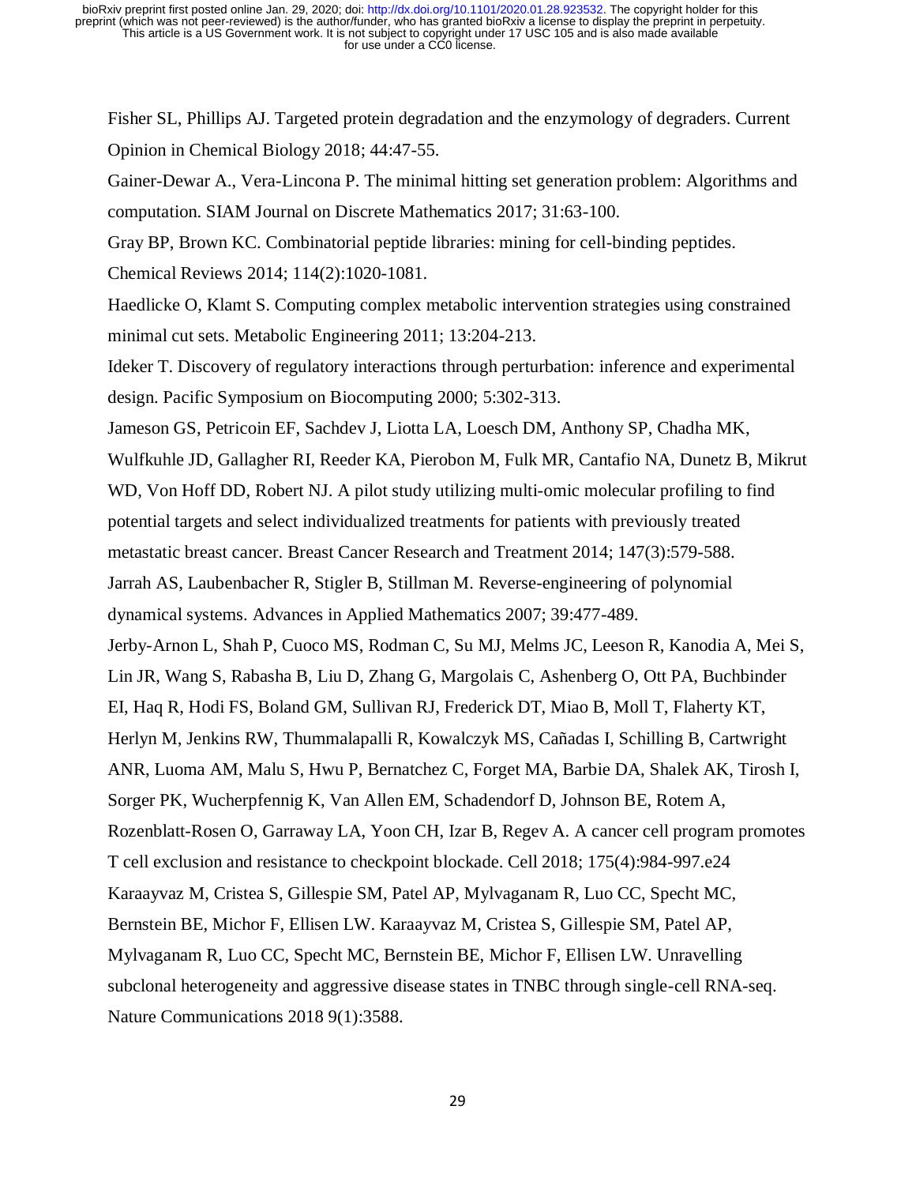Fisher SL, Phillips AJ. Targeted protein degradation and the enzymology of degraders. Current Opinion in Chemical Biology 2018; 44:47-55.

Gainer-Dewar A., Vera-Lincona P. The minimal hitting set generation problem: Algorithms and computation. SIAM Journal on Discrete Mathematics 2017; 31:63-100.

Gray BP, Brown KC. Combinatorial peptide libraries: mining for cell-binding peptides. Chemical Reviews 2014; 114(2):1020-1081.

Haedlicke O, Klamt S. Computing complex metabolic intervention strategies using constrained minimal cut sets. Metabolic Engineering 2011; 13:204-213.

Ideker T. Discovery of regulatory interactions through perturbation: inference and experimental design. Pacific Symposium on Biocomputing 2000; 5:302-313.

Jameson GS, Petricoin EF, Sachdev J, Liotta LA, Loesch DM, Anthony SP, Chadha MK, Wulfkuhle JD, Gallagher RI, Reeder KA, Pierobon M, Fulk MR, Cantafio NA, Dunetz B, Mikrut WD, Von Hoff DD, Robert NJ. A pilot study utilizing multi-omic molecular profiling to find potential targets and select individualized treatments for patients with previously treated metastatic breast cancer. Breast Cancer Research and Treatment 2014; 147(3):579-588.

Jarrah AS, Laubenbacher R, Stigler B, Stillman M. Reverse-engineering of polynomial dynamical systems. Advances in Applied Mathematics 2007; 39:477-489.

Jerby-Arnon L, Shah P, Cuoco MS, Rodman C, Su MJ, Melms JC, Leeson R, Kanodia A, Mei S, Lin JR, Wang S, Rabasha B, Liu D, Zhang G, Margolais C, Ashenberg O, Ott PA, Buchbinder EI, Haq R, Hodi FS, Boland GM, Sullivan RJ, Frederick DT, Miao B, Moll T, Flaherty KT, Herlyn M, Jenkins RW, Thummalapalli R, Kowalczyk MS, Cañadas I, Schilling B, Cartwright ANR, Luoma AM, Malu S, Hwu P, Bernatchez C, Forget MA, Barbie DA, Shalek AK, Tirosh I, Sorger PK, Wucherpfennig K, Van Allen EM, Schadendorf D, Johnson BE, Rotem A, Rozenblatt-Rosen O, Garraway LA, Yoon CH, Izar B, Regev A. A cancer cell program promotes T cell exclusion and resistance to checkpoint blockade. Cell 2018; 175(4):984-997.e24

Karaayvaz M, Cristea S, Gillespie SM, Patel AP, Mylvaganam R, Luo CC, Specht MC, Bernstein BE, Michor F, Ellisen LW. Karaayvaz M, Cristea S, Gillespie SM, Patel AP, Mylvaganam R, Luo CC, Specht MC, Bernstein BE, Michor F, Ellisen LW. Unravelling subclonal heterogeneity and aggressive disease states in TNBC through single-cell RNA-seq. Nature Communications 2018 9(1):3588.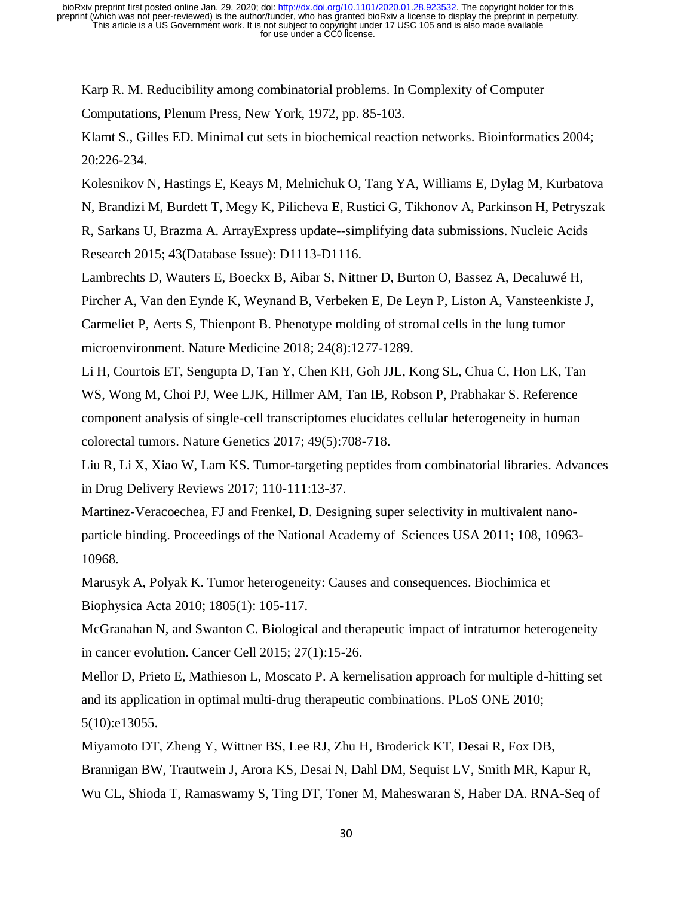Karp R. M. Reducibility among combinatorial problems. In Complexity of Computer Computations, Plenum Press, New York, 1972, pp. 85-103.

Klamt S., Gilles ED. Minimal cut sets in biochemical reaction networks. Bioinformatics 2004; 20:226-234.

Kolesnikov N, Hastings E, Keays M, Melnichuk O, Tang YA, Williams E, Dylag M, Kurbatova N, Brandizi M, Burdett T, Megy K, Pilicheva E, Rustici G, Tikhonov A, Parkinson H, Petryszak R, Sarkans U, Brazma A. ArrayExpress update--simplifying data submissions. Nucleic Acids Research 2015; 43(Database Issue): D1113-D1116.

Lambrechts D, Wauters E, Boeckx B, Aibar S, Nittner D, Burton O, Bassez A, Decaluwé H, Pircher A, Van den Eynde K, Weynand B, Verbeken E, De Leyn P, Liston A, Vansteenkiste J, Carmeliet P, Aerts S, Thienpont B. Phenotype molding of stromal cells in the lung tumor microenvironment. Nature Medicine 2018; 24(8):1277-1289.

Li H, Courtois ET, Sengupta D, Tan Y, Chen KH, Goh JJL, Kong SL, Chua C, Hon LK, Tan WS, Wong M, Choi PJ, Wee LJK, Hillmer AM, Tan IB, Robson P, Prabhakar S. Reference component analysis of single-cell transcriptomes elucidates cellular heterogeneity in human colorectal tumors. Nature Genetics 2017; 49(5):708-718.

Liu R, Li X, Xiao W, Lam KS. Tumor-targeting peptides from combinatorial libraries. Advances in Drug Delivery Reviews 2017; 110-111:13-37.

Martinez-Veracoechea, FJ and Frenkel, D. Designing super selectivity in multivalent nano-particle binding. Proceedings of the National Academy of Sciences USA 2011; 108, 10963-10968.

Marusyk A, Polyak K. Tumor heterogeneity: Causes and consequences. Biochimica et Biophysica Acta 2010; 1805(1): 105-117.

McGranahan N, and Swanton C. Biological and therapeutic impact of intratumor heterogeneity in cancer evolution. Cancer Cell 2015; 27(1):15-26.

Mellor D, Prieto E, Mathieson L, Moscato P. A kernelisation approach for multiple d-hitting set and its application in optimal multi-drug therapeutic combinations. PLoS ONE 2010; 5(10):e13055.

Miyamoto DT, Zheng Y, Wittner BS, Lee RJ, Zhu H, Broderick KT, Desai R, Fox DB, Brannigan BW, Trautwein J, Arora KS, Desai N, Dahl DM, Sequist LV, Smith MR, Kapur R, Wu CL, Shioda T, Ramaswamy S, Ting DT, Toner M, Maheswaran S, Haber DA. RNA-Seq of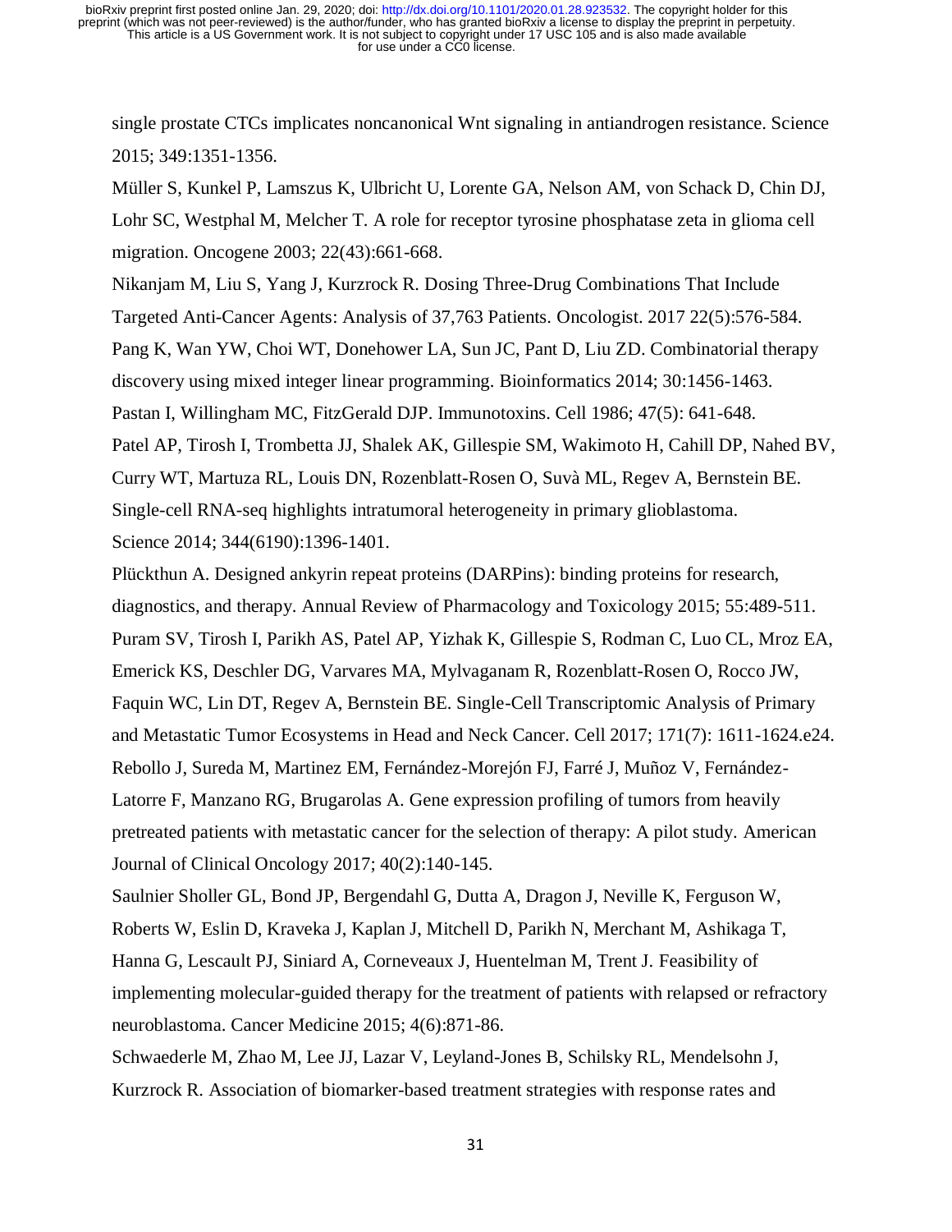single prostate CTCs implicates noncanonical Wnt signaling in antiandrogen resistance. Science 2015; 349:1351-1356.

Müller S, Kunkel P, Lamszus K, Ulbricht U, Lorente GA, Nelson AM, von Schack D, Chin DJ, Lohr SC, Westphal M, Melcher T. A role for receptor tyrosine phosphatase zeta in glioma cell migration. Oncogene 2003; 22(43):661-668.

Nikanjam M, Liu S, Yang J, Kurzrock R. Dosing Three-Drug Combinations That Include Targeted Anti-Cancer Agents: Analysis of 37,763 Patients. Oncologist. 2017 22(5):576-584.

Pang K, Wan YW, Choi WT, Donehower LA, Sun JC, Pant D, Liu ZD. Combinatorial therapy discovery using mixed integer linear programming. Bioinformatics 2014; 30:1456-1463.

Pastan I, Willingham MC, FitzGerald DJP. Immunotoxins. Cell 1986; 47(5): 641-648.

Patel AP, Tirosh I, Trombetta JJ, Shalek AK, Gillespie SM, Wakimoto H, Cahill DP, Nahed BV, Curry WT, Martuza RL, Louis DN, Rozenblatt-Rosen O, Suvà ML, Regev A, Bernstein BE. Single-cell RNA-seq highlights intratumoral heterogeneity in primary glioblastoma. Science 2014; 344(6190):1396-1401.

Plückthun A. Designed ankyrin repeat proteins (DARPins): binding proteins for research, diagnostics, and therapy. Annual Review of Pharmacology and Toxicology 2015; 55:489-511.

Puram SV, Tirosh I, Parikh AS, Patel AP, Yizhak K, Gillespie S, Rodman C, Luo CL, Mroz EA, Emerick KS, Deschler DG, Varvares MA, Mylvaganam R, Rozenblatt-Rosen O, Rocco JW, Faquin WC, Lin DT, Regev A, Bernstein BE. Single-Cell Transcriptomic Analysis of Primary and Metastatic Tumor Ecosystems in Head and Neck Cancer. Cell 2017; 171(7): 1611-1624.e24.

Rebollo J, Sureda M, Martinez EM, Fernández-Morejón FJ, Farré J, Muñoz V, Fernández-Latorre F, Manzano RG, Brugarolas A. Gene expression profiling of tumors from heavily pretreated patients with metastatic cancer for the selection of therapy: A pilot study. American Journal of Clinical Oncology 2017; 40(2):140-145.

Saulnier Sholler GL, Bond JP, Bergendahl G, Dutta A, Dragon J, Neville K, Ferguson W, Roberts W, Eslin D, Kraveka J, Kaplan J, Mitchell D, Parikh N, Merchant M, Ashikaga T, Hanna G, Lescault PJ, Siniard A, Corneveaux J, Huentelman M, Trent J. Feasibility of implementing molecular-guided therapy for the treatment of patients with relapsed or refractory neuroblastoma. Cancer Medicine 2015; 4(6):871-86.

Schwaederle M, Zhao M, Lee JJ, Lazar V, Leyland-Jones B, Schilsky RL, Mendelsohn J, Kurzrock R. Association of biomarker-based treatment strategies with response rates and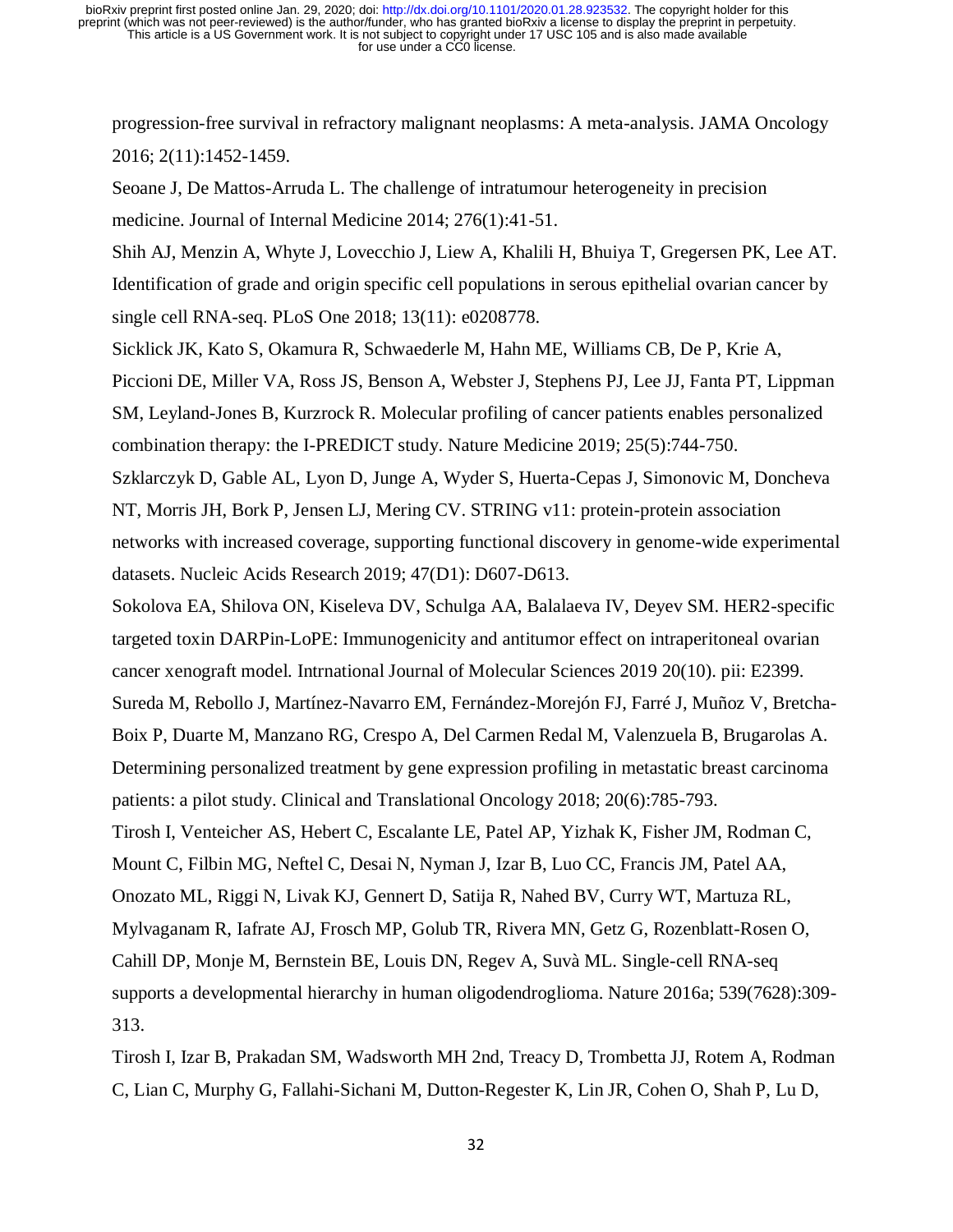progression-free survival in refractory malignant neoplasms: A meta-analysis. JAMA Oncology 2016; 2(11):1452-1459.

Seoane J, De Mattos-Arruda L. The challenge of intratumour heterogeneity in precision medicine. Journal of Internal Medicine 2014; 276(1):41-51.

Shih AJ, Menzin A, Whyte J, Lovecchio J, Liew A, Khalili H, Bhuiya T, Gregersen PK, Lee AT. Identification of grade and origin specific cell populations in serous epithelial ovarian cancer by single cell RNA-seq. PLoS One 2018; 13(11): e0208778.

Sicklick JK, Kato S, Okamura R, Schwaederle M, Hahn ME, Williams CB, De P, Krie A, Piccioni DE, Miller VA, Ross JS, Benson A, Webster J, Stephens PJ, Lee JJ, Fanta PT, Lippman SM, Leyland-Jones B, Kurzrock R. Molecular profiling of cancer patients enables personalized combination therapy: the I-PREDICT study. Nature Medicine 2019; 25(5):744-750.

Szklarczyk D, Gable AL, Lyon D, Junge A, Wyder S, Huerta-Cepas J, Simonovic M, Doncheva NT, Morris JH, Bork P, Jensen LJ, Mering CV. STRING v11: protein-protein association networks with increased coverage, supporting functional discovery in genome-wide experimental datasets. Nucleic Acids Research 2019; 47(D1): D607-D613.

Sokolova EA, Shilova ON, Kiseleva DV, Schulga AA, Balalaeva IV, Deyev SM. HER2-specific targeted toxin DARPin-LoPE: Immunogenicity and antitumor effect on intraperitoneal ovarian cancer xenograft model. Intrnational Journal of Molecular Sciences 2019 20(10). pii: E2399.

Sureda M, Rebollo J, Martínez-Navarro EM, Fernández-Morejón FJ, Farré J, Muñoz V, Bretcha-Boix P, Duarte M, Manzano RG, Crespo A, Del Carmen Redal M, Valenzuela B, Brugarolas A. Determining personalized treatment by gene expression profiling in metastatic breast carcinoma patients: a pilot study. Clinical and Translational Oncology 2018; 20(6):785-793.

Tirosh I, Venteicher AS, Hebert C, Escalante LE, Patel AP, Yizhak K, Fisher JM, Rodman C, Mount C, Filbin MG, Neftel C, Desai N, Nyman J, Izar B, Luo CC, Francis JM, Patel AA, Onozato ML, Riggi N, Livak KJ, Gennert D, Satija R, Nahed BV, Curry WT, Martuza RL, Mylvaganam R, Iafrate AJ, Frosch MP, Golub TR, Rivera MN, Getz G, Rozenblatt-Rosen O, Cahill DP, Monje M, Bernstein BE, Louis DN, Regev A, Suvà ML. Single-cell RNA-seq supports a developmental hierarchy in human oligodendroglioma. Nature 2016a; 539(7628):309-313.

Tirosh I, Izar B, Prakadan SM, Wadsworth MH 2nd, Treacy D, Trombetta JJ, Rotem A, Rodman C, Lian C, Murphy G, Fallahi-Sichani M, Dutton-Regester K, Lin JR, Cohen O, Shah P, Lu D,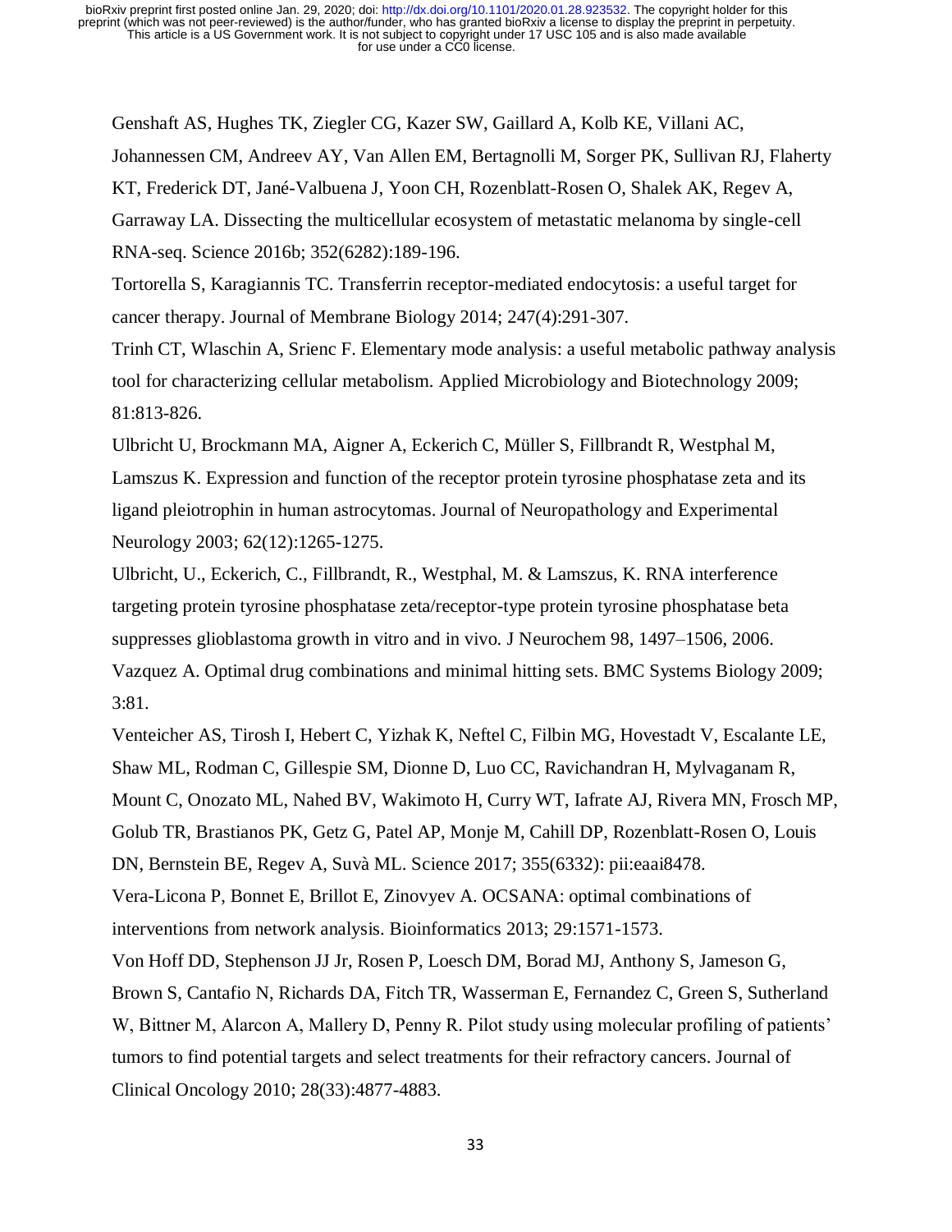Genshaft AS, Hughes TK, Ziegler CG, Kazer SW, Gaillard A, Kolb KE, Villani AC, Johannessen CM, Andreev AY, Van Allen EM, Bertagnolli M, Sorger PK, Sullivan RJ, Flaherty KT, Frederick DT, Jané-Valbuena J, Yoon CH, Rozenblatt-Rosen O, Shalek AK, Regev A, Garraway LA. Dissecting the multicellular ecosystem of metastatic melanoma by single-cell RNA-seq. Science 2016b; 352(6282):189-196.

Tortorella S, Karagiannis TC. Transferrin receptor-mediated endocytosis: a useful target for cancer therapy. Journal of Membrane Biology 2014; 247(4):291-307.

Trinh CT, Wlaschin A, Srienc F. Elementary mode analysis: a useful metabolic pathway analysis tool for characterizing cellular metabolism. Applied Microbiology and Biotechnology 2009; 81:813-826.

Ulbricht U, Brockmann MA, Aigner A, Eckerich C, Müller S, Fillbrandt R, Westphal M, Lamszus K. Expression and function of the receptor protein tyrosine phosphatase zeta and its ligand pleiotrophin in human astrocytomas. Journal of Neuropathology and Experimental Neurology 2003; 62(12):1265-1275.

Ulbricht, U., Eckerich, C., Fillbrandt, R., Westphal, M. & Lamszus, K. RNA interference targeting protein tyrosine phosphatase zeta/receptor-type protein tyrosine phosphatase beta suppresses glioblastoma growth in vitro and in vivo. J Neurochem 98, 1497–1506, 2006.

Vazquez A. Optimal drug combinations and minimal hitting sets. BMC Systems Biology 2009; 3:81.

Venteicher AS, Tirosh I, Hebert C, Yizhak K, Neftel C, Filbin MG, Hovestadt V, Escalante LE, Shaw ML, Rodman C, Gillespie SM, Dionne D, Luo CC, Ravichandran H, Mylvaganam R, Mount C, Onozato ML, Nahed BV, Wakimoto H, Curry WT, Iafrate AJ, Rivera MN, Frosch MP, Golub TR, Brastianos PK, Getz G, Patel AP, Monje M, Cahill DP, Rozenblatt-Rosen O, Louis DN, Bernstein BE, Regev A, Suvà ML. Science 2017; 355(6332): pii:eaai8478.

Vera-Licona P, Bonnet E, Brillot E, Zinovyev A. OCSANA: optimal combinations of interventions from network analysis. Bioinformatics 2013; 29:1571-1573.

Von Hoff DD, Stephenson JJ Jr, Rosen P, Loesch DM, Borad MJ, Anthony S, Jameson G, Brown S, Cantafio N, Richards DA, Fitch TR, Wasserman E, Fernandez C, Green S, Sutherland W, Bittner M, Alarcon A, Mallery D, Penny R. Pilot study using molecular profiling of patients' tumors to find potential targets and select treatments for their refractory cancers. Journal of Clinical Oncology 2010; 28(33):4877-4883.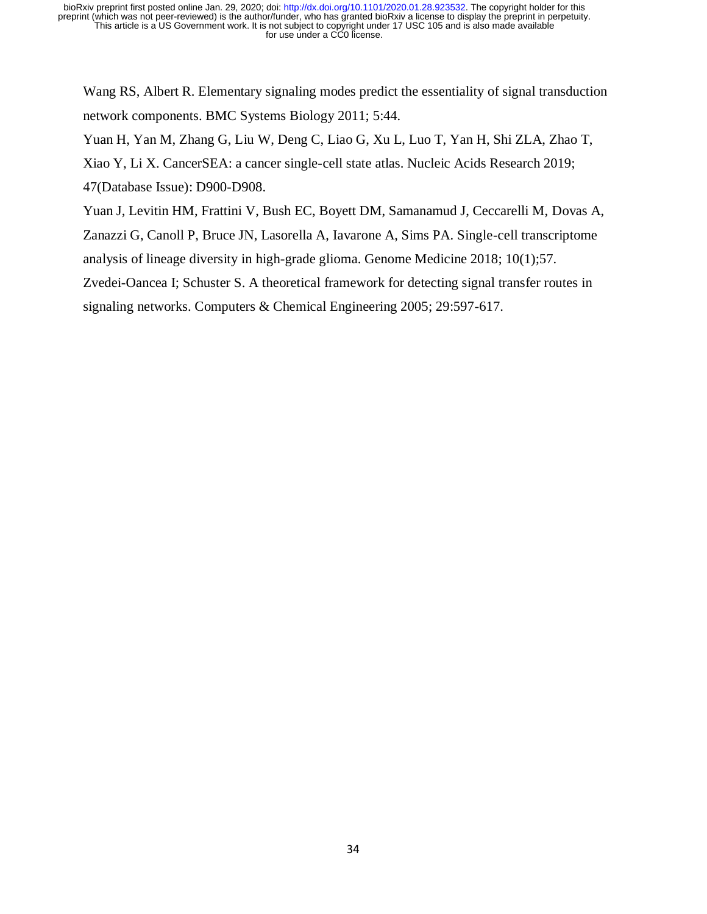Wang RS, Albert R. Elementary signaling modes predict the essentiality of signal transduction network components. BMC Systems Biology 2011; 5:44.

Yuan H, Yan M, Zhang G, Liu W, Deng C, Liao G, Xu L, Luo T, Yan H, Shi ZLA, Zhao T, Xiao Y, Li X. CancerSEA: a cancer single-cell state atlas. Nucleic Acids Research 2019; 47(Database Issue): D900-D908.

Yuan J, Levitin HM, Frattini V, Bush EC, Boyett DM, Samanamud J, Ceccarelli M, Dovas A, Zanazzi G, Canoll P, Bruce JN, Lasorella A, Iavarone A, Sims PA. Single-cell transcriptome analysis of lineage diversity in high-grade glioma. Genome Medicine 2018; 10(1);57.

Zvedei-Oancea I; Schuster S. A theoretical framework for detecting signal transfer routes in signaling networks. Computers & Chemical Engineering 2005; 29:597-617.